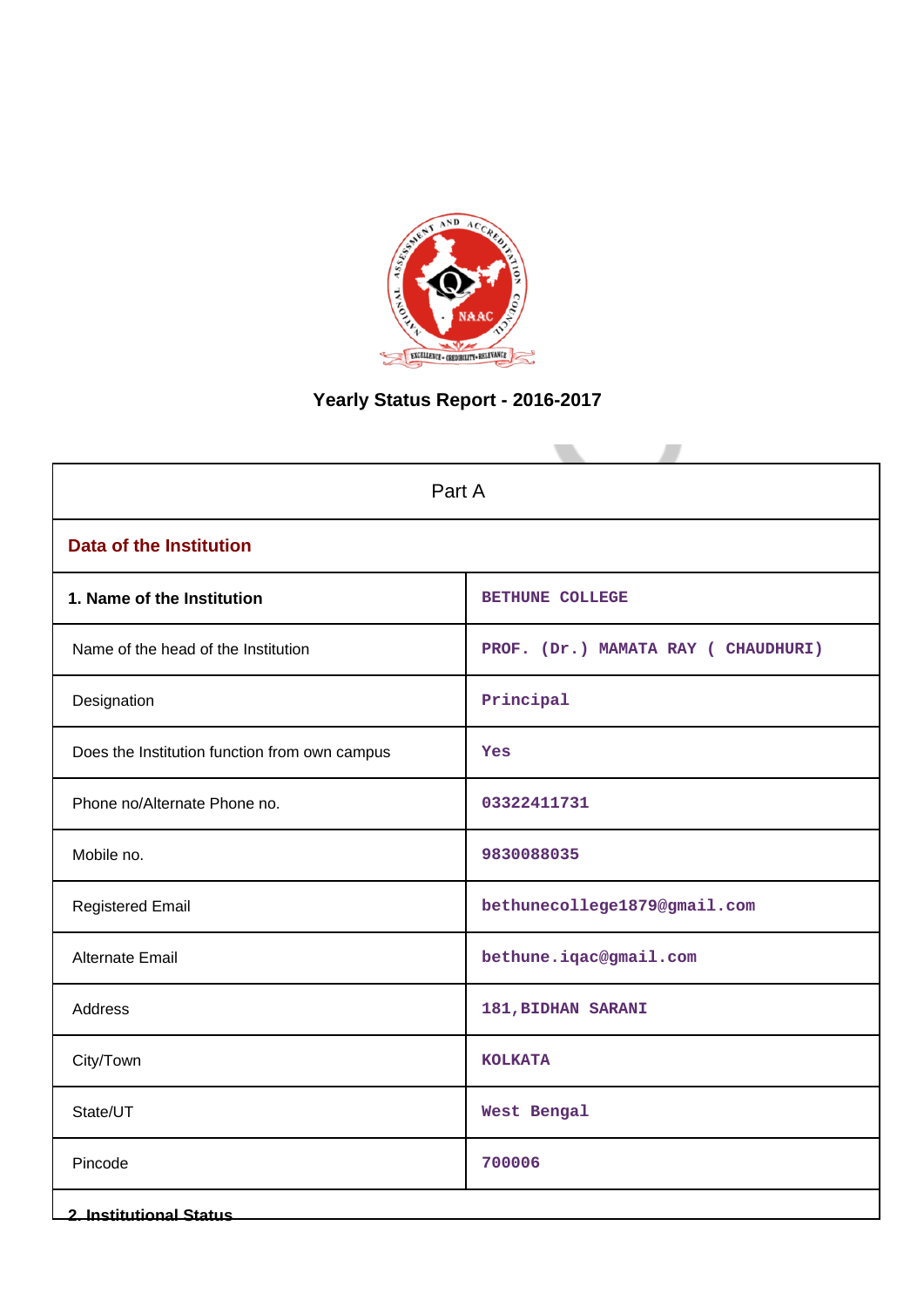# Yearly Status Report - 2016-2017

| Part A | |
|---|---|
| **Data of the Institution** | |
| **1. Name of the Institution** | BETHUNE COLLEGE |
| Name of the head of the Institution | PROF. (Dr.) MAMATA RAY ( CHAUDHURI) |
| Designation | Principal |
| Does the Institution function from own campus | Yes |
| Phone no/Alternate Phone no. | 03322411731 |
| Mobile no. | 9830088035 |
| Registered Email | bethunecollege1879@gmail.com |
| Alternate Email | bethune.iqac@gmail.com |
| Address | 181,BIDHAN SARANI |
| City/Town | KOLKATA |
| State/UT | West Bengal |
| Pincode | 700006 |

**2. Institutional Status**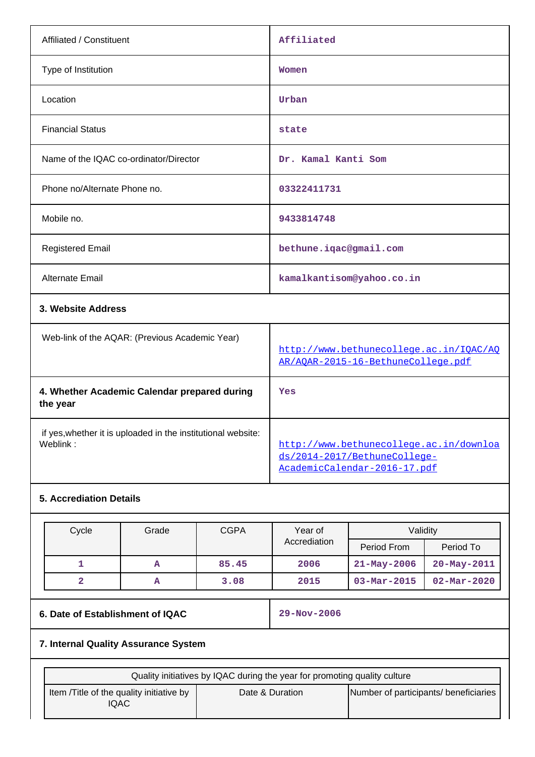| | |
|---|---|
| Affiliated / Constituent | Affiliated |
| Type of Institution | Women |
| Location | Urban |
| Financial Status | state |
| Name of the IQAC co-ordinator/Director | Dr. Kamal Kanti Som |
| Phone no/Alternate Phone no. | 03322411731 |
| Mobile no. | 9433814748 |
| Registered Email | bethune.iqac@gmail.com |
| Alternate Email | kamalkantisom@yahoo.co.in |

**3. Website Address**

| | |
|---|---|
| Web-link of the AQAR: (Previous Academic Year) | http://www.bethunecollege.ac.in/IQAC/AQAR/AQAR-2015-16-BethuneCollege.pdf |
| **4. Whether Academic Calendar prepared during the year** | Yes |
| if yes,whether it is uploaded in the institutional website: Weblink : | http://www.bethunecollege.ac.in/downloads/2014-2017/BethuneCollege-AcademicCalendar-2016-17.pdf |

**5. Accrediation Details**

| Cycle | Grade | CGPA | Year of Accrediation | Validity | |
|---|---|---|---|---|---|
| | | | | Period From | Period To |
| 1 | A | 85.45 | 2006 | 21-May-2006 | 20-May-2011 |
| 2 | A | 3.08 | 2015 | 03-Mar-2015 | 02-Mar-2020 |

| | |
|---|---|
| **6. Date of Establishment of IQAC** | 29-Nov-2006 |

**7. Internal Quality Assurance System**

| Quality initiatives by IQAC during the year for promoting quality culture | | |
|---|---|---|
| Item /Title of the quality initiative by IQAC | Date & Duration | Number of participants/ beneficiaries |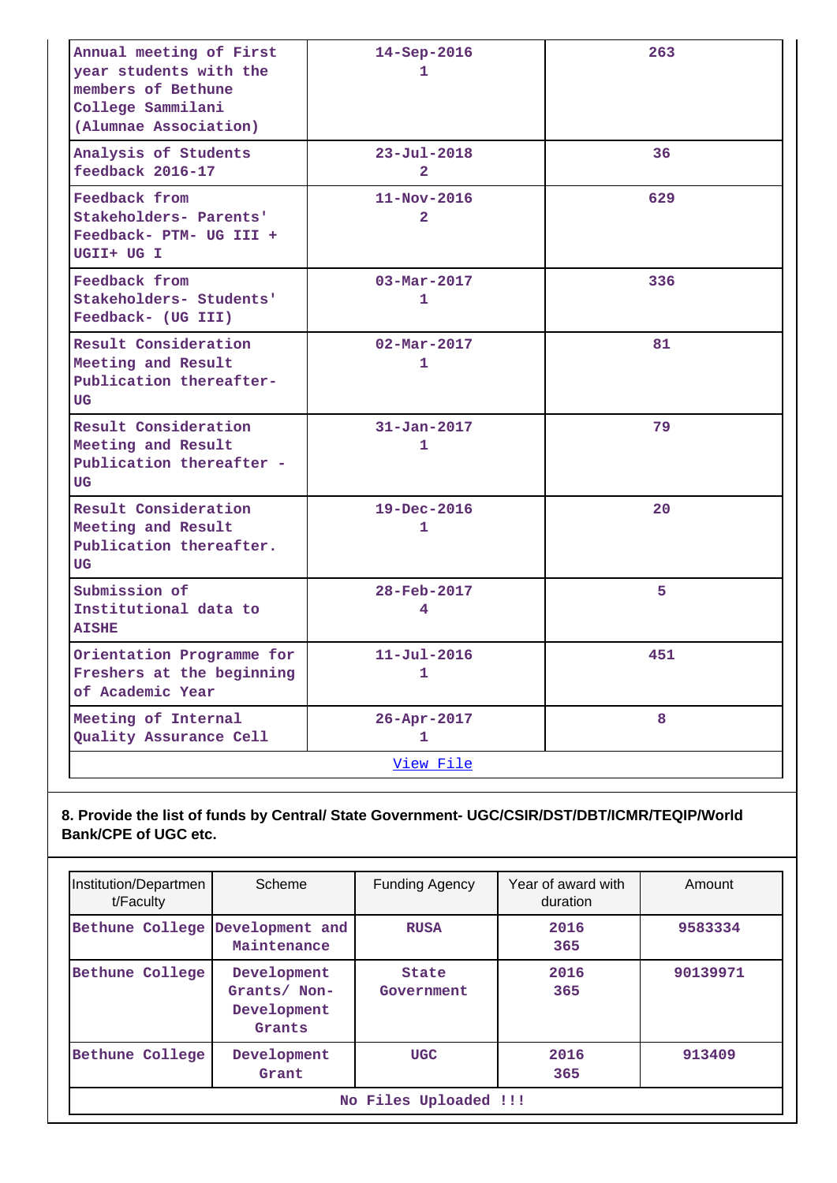| | | |
|---|---|---|
| Annual meeting of First year students with the members of Bethune College Sammilani (Alumnae Association) | 14-Sep-2016<br>1 | 263 |
| Analysis of Students feedback 2016-17 | 23-Jul-2018<br>2 | 36 |
| Feedback from Stakeholders- Parents' Feedback- PTM- UG III + UGII+ UG I | 11-Nov-2016<br>2 | 629 |
| Feedback from Stakeholders- Students' Feedback- (UG III) | 03-Mar-2017<br>1 | 336 |
| Result Consideration Meeting and Result Publication thereafter- UG | 02-Mar-2017<br>1 | 81 |
| Result Consideration Meeting and Result Publication thereafter - UG | 31-Jan-2017<br>1 | 79 |
| Result Consideration Meeting and Result Publication thereafter. UG | 19-Dec-2016<br>1 | 20 |
| Submission of Institutional data to AISHE | 28-Feb-2017<br>4 | 5 |
| Orientation Programme for Freshers at the beginning of Academic Year | 11-Jul-2016<br>1 | 451 |
| Meeting of Internal Quality Assurance Cell | 26-Apr-2017<br>1 | 8 |
| View File | | |

**8. Provide the list of funds by Central/ State Government- UGC/CSIR/DST/DBT/ICMR/TEQIP/World Bank/CPE of UGC etc.**

| Institution/Department/Faculty | Scheme | Funding Agency | Year of award with duration | Amount |
|---|---|---|---|---|
| Bethune College | Development and Maintenance | RUSA | 2016<br>365 | 9583334 |
| Bethune College | Development Grants/ Non-Development Grants | State Government | 2016<br>365 | 90139971 |
| Bethune College | Development Grant | UGC | 2016<br>365 | 913409 |
| No Files Uploaded !!! | | | | |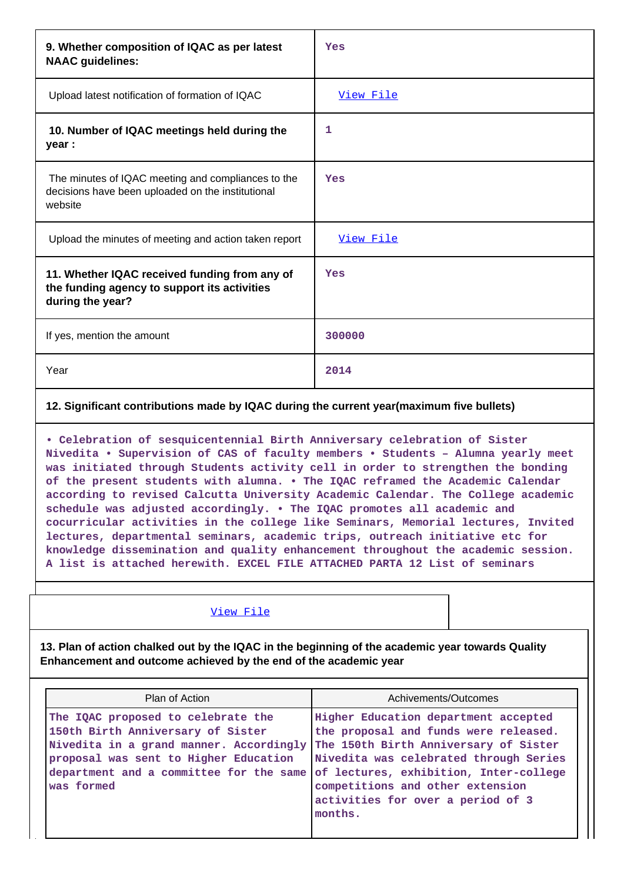| | |
|---|---|
| **9. Whether composition of IQAC as per latest NAAC guidelines:** | Yes |
| Upload latest notification of formation of IQAC | View File |
| **10. Number of IQAC meetings held during the year :** | 1 |
| The minutes of IQAC meeting and compliances to the decisions have been uploaded on the institutional website | Yes |
| Upload the minutes of meeting and action taken report | View File |
| **11. Whether IQAC received funding from any of the funding agency to support its activities during the year?** | Yes |
| If yes, mention the amount | 300000 |
| Year | 2014 |

**12. Significant contributions made by IQAC during the current year(maximum five bullets)**

• Celebration of sesquicentennial Birth Anniversary celebration of Sister Nivedita • Supervision of CAS of faculty members • Students – Alumna yearly meet was initiated through Students activity cell in order to strengthen the bonding of the present students with alumna. • The IQAC reframed the Academic Calendar according to revised Calcutta University Academic Calendar. The College academic schedule was adjusted accordingly. • The IQAC promotes all academic and cocurricular activities in the college like Seminars, Memorial lectures, Invited lectures, departmental seminars, academic trips, outreach initiative etc for knowledge dissemination and quality enhancement throughout the academic session. A list is attached herewith. EXCEL FILE ATTACHED PARTA 12 List of seminars

View File

**13. Plan of action chalked out by the IQAC in the beginning of the academic year towards Quality Enhancement and outcome achieved by the end of the academic year**

| Plan of Action | Achivements/Outcomes |
|---|---|
| The IQAC proposed to celebrate the 150th Birth Anniversary of Sister Nivedita in a grand manner. Accordingly proposal was sent to Higher Education department and a committee for the same was formed | Higher Education department accepted the proposal and funds were released. The 150th Birth Anniversary of Sister Nivedita was celebrated through Series of lectures, exhibition, Inter-college competitions and other extension activities for over a period of 3 months. |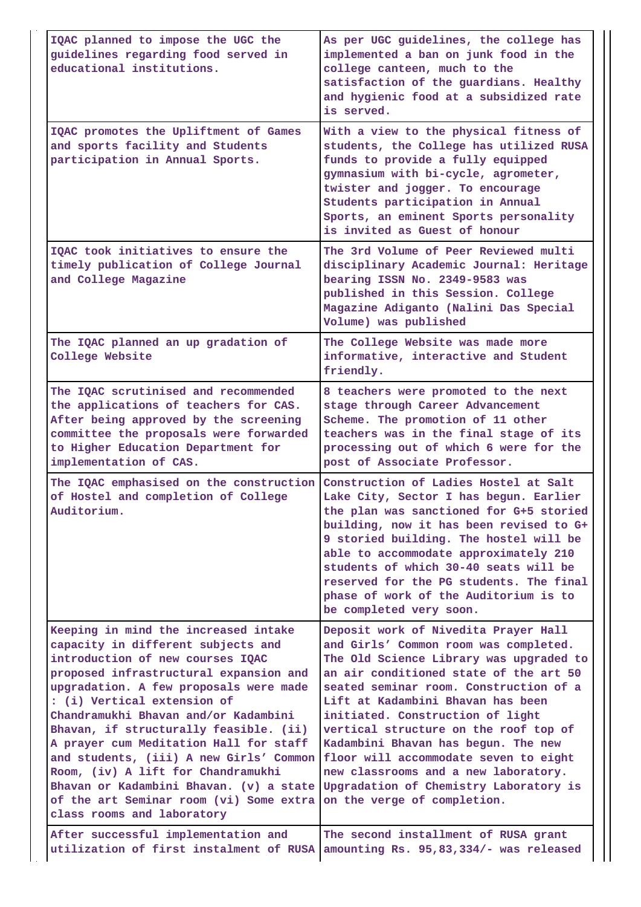| | |
|---|---|
| IQAC planned to impose the UGC the guidelines regarding food served in educational institutions. | As per UGC guidelines, the college has implemented a ban on junk food in the college canteen, much to the satisfaction of the guardians. Healthy and hygienic food at a subsidized rate is served. |
| IQAC promotes the Upliftment of Games and sports facility and Students participation in Annual Sports. | With a view to the physical fitness of students, the College has utilized RUSA funds to provide a fully equipped gymnasium with bi-cycle, agrometer, twister and jogger. To encourage Students participation in Annual Sports, an eminent Sports personality is invited as Guest of honour |
| IQAC took initiatives to ensure the timely publication of College Journal and College Magazine | The 3rd Volume of Peer Reviewed multi disciplinary Academic Journal: Heritage bearing ISSN No. 2349-9583 was published in this Session. College Magazine Adiganto (Nalini Das Special Volume) was published |
| The IQAC planned an up gradation of College Website | The College Website was made more informative, interactive and Student friendly. |
| The IQAC scrutinised and recommended the applications of teachers for CAS. After being approved by the screening committee the proposals were forwarded to Higher Education Department for implementation of CAS. | 8 teachers were promoted to the next stage through Career Advancement Scheme. The promotion of 11 other teachers was in the final stage of its processing out of which 6 were for the post of Associate Professor. |
| The IQAC emphasised on the construction of Hostel and completion of College Auditorium. | Construction of Ladies Hostel at Salt Lake City, Sector I has begun. Earlier the plan was sanctioned for G+5 storied building, now it has been revised to G+ 9 storied building. The hostel will be able to accommodate approximately 210 students of which 30-40 seats will be reserved for the PG students. The final phase of work of the Auditorium is to be completed very soon. |
| Keeping in mind the increased intake capacity in different subjects and introduction of new courses IQAC proposed infrastructural expansion and upgradation. A few proposals were made : (i) Vertical extension of Chandramukhi Bhavan and/or Kadambini Bhavan, if structurally feasible. (ii) A prayer cum Meditation Hall for staff and students, (iii) A new Girls' Common Room, (iv) A lift for Chandramukhi Bhavan or Kadambini Bhavan. (v) a state of the art Seminar room (vi) Some extra class rooms and laboratory | Deposit work of Nivedita Prayer Hall and Girls' Common room was completed. The Old Science Library was upgraded to an air conditioned state of the art 50 seated seminar room. Construction of a Lift at Kadambini Bhavan has been initiated. Construction of light vertical structure on the roof top of Kadambini Bhavan has begun. The new floor will accommodate seven to eight new classrooms and a new laboratory. Upgradation of Chemistry Laboratory is on the verge of completion. |
| After successful implementation and utilization of first instalment of RUSA | The second installment of RUSA grant amounting Rs. 95,83,334/- was released |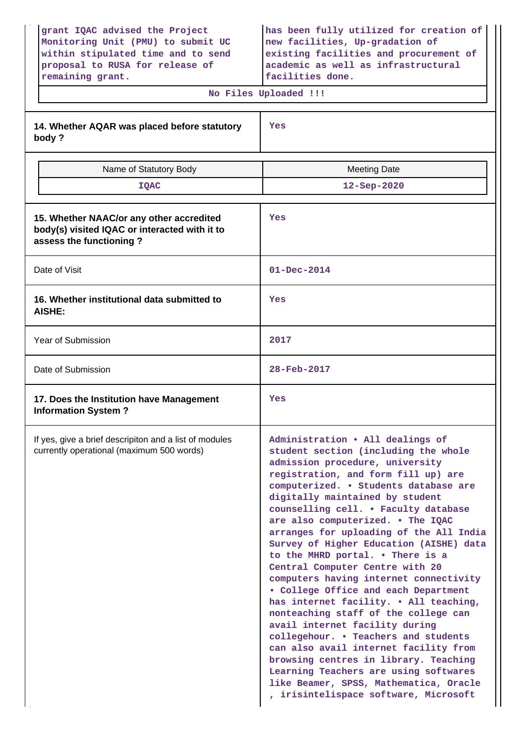| grant IQAC advised the Project Monitoring Unit (PMU) to submit UC within stipulated time and to send proposal to RUSA for release of remaining grant. | has been fully utilized for creation of new facilities, Up-gradation of existing facilities and procurement of academic as well as infrastructural facilities done. |
|---|---|

No Files Uploaded !!!

| **14. Whether AQAR was placed before statutory body ?** | Yes |
|---|---|

| Name of Statutory Body | Meeting Date |
|---|---|
| IQAC | 12-Sep-2020 |

| **15. Whether NAAC/or any other accredited body(s) visited IQAC or interacted with it to assess the functioning ?** | Yes |
|---|---|
| Date of Visit | 01-Dec-2014 |
| **16. Whether institutional data submitted to AISHE:** | Yes |
| Year of Submission | 2017 |
| Date of Submission | 28-Feb-2017 |
| **17. Does the Institution have Management Information System ?** | Yes |
| If yes, give a brief descripiton and a list of modules currently operational (maximum 500 words) | Administration • All dealings of student section (including the whole admission procedure, university registration, and form fill up) are computerized. • Students database are digitally maintained by student counselling cell. • Faculty database are also computerized. • The IQAC arranges for uploading of the All India Survey of Higher Education (AISHE) data to the MHRD portal. • There is a Central Computer Centre with 20 computers having internet connectivity • College Office and each Department has internet facility. • All teaching, nonteaching staff of the college can avail internet facility during collegehour. • Teachers and students can also avail internet facility from browsing centres in library. Teaching Learning Teachers are using softwares like Beamer, SPSS, Mathematica, Oracle , irisintelispace software, Microsoft |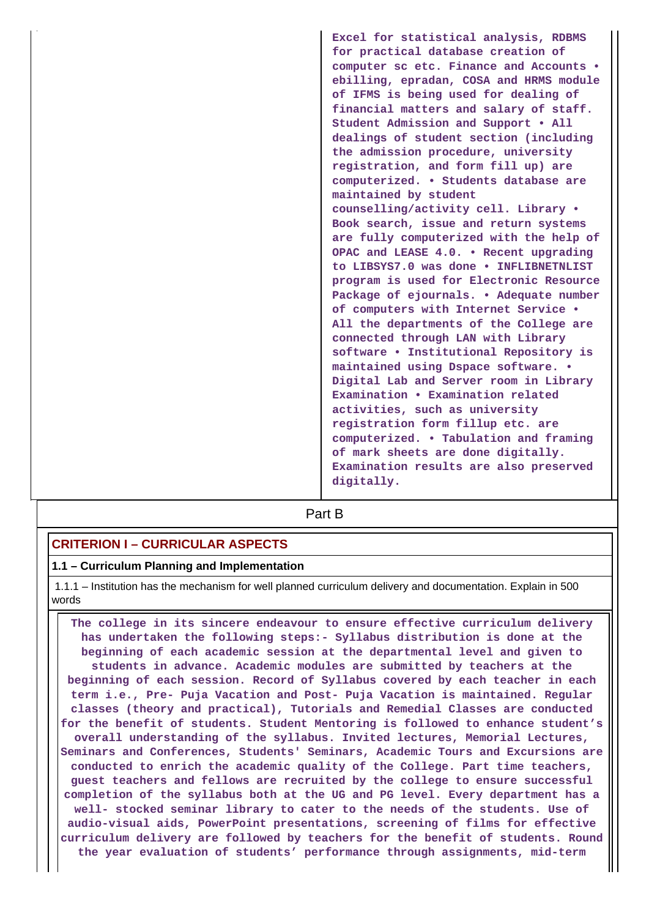| | Excel for statistical analysis, RDBMS for practical database creation of computer sc etc. Finance and Accounts • ebilling, epradan, COSA and HRMS module of IFMS is being used for dealing of financial matters and salary of staff. Student Admission and Support • All dealings of student section (including the admission procedure, university registration, and form fill up) are computerized. • Students database are maintained by student counselling/activity cell. Library • Book search, issue and return systems are fully computerized with the help of OPAC and LEASE 4.0. • Recent upgrading to LIBSYS7.0 was done • INFLIBNETNLIST program is used for Electronic Resource Package of ejournals. • Adequate number of computers with Internet Service • All the departments of the College are connected through LAN with Library software • Institutional Repository is maintained using Dspace software. • Digital Lab and Server room in Library Examination • Examination related activities, such as university registration form fillup etc. are computerized. • Tabulation and framing of mark sheets are done digitally. Examination results are also preserved digitally. |
|---|---|

## Part B

### CRITERION I – CURRICULAR ASPECTS

**1.1 – Curriculum Planning and Implementation**

1.1.1 – Institution has the mechanism for well planned curriculum delivery and documentation. Explain in 500 words

The college in its sincere endeavour to ensure effective curriculum delivery has undertaken the following steps:- Syllabus distribution is done at the beginning of each academic session at the departmental level and given to students in advance. Academic modules are submitted by teachers at the beginning of each session. Record of Syllabus covered by each teacher in each term i.e., Pre- Puja Vacation and Post- Puja Vacation is maintained. Regular classes (theory and practical), Tutorials and Remedial Classes are conducted for the benefit of students. Student Mentoring is followed to enhance student's overall understanding of the syllabus. Invited lectures, Memorial Lectures, Seminars and Conferences, Students' Seminars, Academic Tours and Excursions are conducted to enrich the academic quality of the College. Part time teachers, guest teachers and fellows are recruited by the college to ensure successful completion of the syllabus both at the UG and PG level. Every department has a well- stocked seminar library to cater to the needs of the students. Use of audio-visual aids, PowerPoint presentations, screening of films for effective curriculum delivery are followed by teachers for the benefit of students. Round the year evaluation of students' performance through assignments, mid-term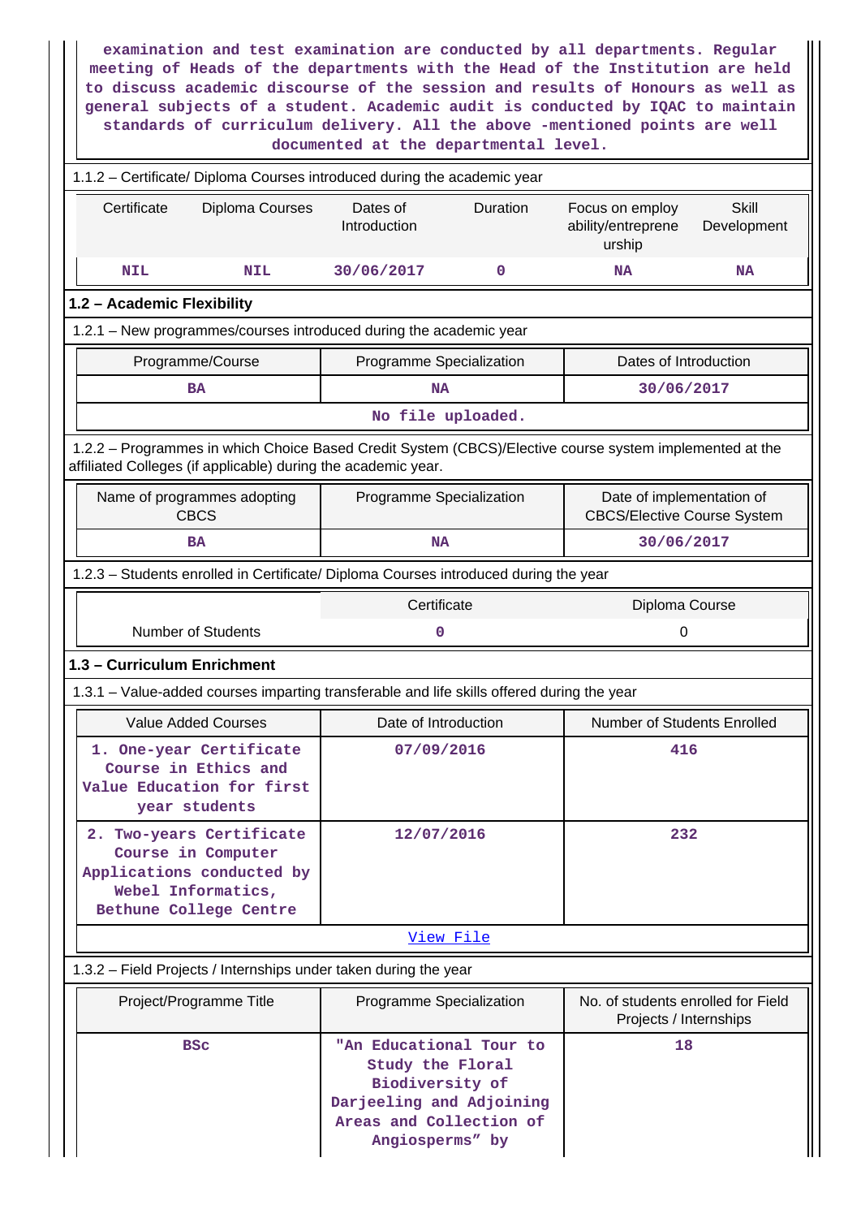examination and test examination are conducted by all departments. Regular meeting of Heads of the departments with the Head of the Institution are held to discuss academic discourse of the session and results of Honours as well as general subjects of a student. Academic audit is conducted by IQAC to maintain standards of curriculum delivery. All the above -mentioned points are well documented at the departmental level.

1.1.2 – Certificate/ Diploma Courses introduced during the academic year

| Certificate | Diploma Courses | Dates of Introduction | Duration | Focus on employ ability/entreprene urship | Skill Development |
|---|---|---|---|---|---|
| NIL | NIL | 30/06/2017 | 0 | NA | NA |

## 1.2 – Academic Flexibility

1.2.1 – New programmes/courses introduced during the academic year

| Programme/Course | Programme Specialization | Dates of Introduction |
|---|---|---|
| BA | NA | 30/06/2017 |
| No file uploaded. | | |

1.2.2 – Programmes in which Choice Based Credit System (CBCS)/Elective course system implemented at the affiliated Colleges (if applicable) during the academic year.

| Name of programmes adopting CBCS | Programme Specialization | Date of implementation of CBCS/Elective Course System |
|---|---|---|
| BA | NA | 30/06/2017 |

1.2.3 – Students enrolled in Certificate/ Diploma Courses introduced during the year

| | Certificate | Diploma Course |
|---|---|---|
| Number of Students | 0 | 0 |

## 1.3 – Curriculum Enrichment

1.3.1 – Value-added courses imparting transferable and life skills offered during the year

| Value Added Courses | Date of Introduction | Number of Students Enrolled |
|---|---|---|
| 1. One-year Certificate Course in Ethics and Value Education for first year students | 07/09/2016 | 416 |
| 2. Two-years Certificate Course in Computer Applications conducted by Webel Informatics, Bethune College Centre | 12/07/2016 | 232 |
| View File | | |

1.3.2 – Field Projects / Internships under taken during the year

| Project/Programme Title | Programme Specialization | No. of students enrolled for Field Projects / Internships |
|---|---|---|
| BSc | "An Educational Tour to Study the Floral Biodiversity of Darjeeling and Adjoining Areas and Collection of Angiosperms" by | 18 |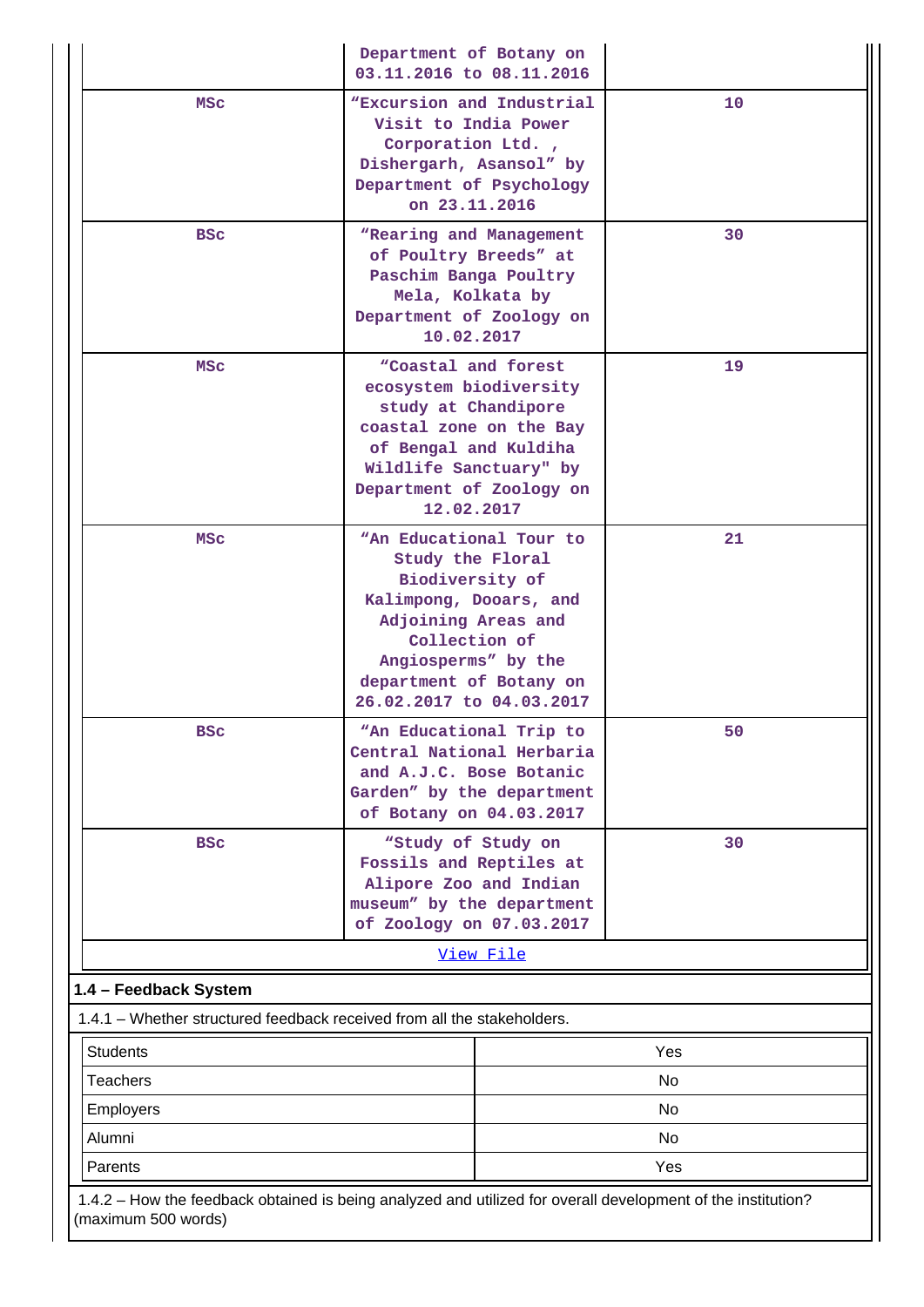|  | Department of Botany on 03.11.2016 to 08.11.2016 |  |
|---|---|---|
| MSc | “Excursion and Industrial Visit to India Power Corporation Ltd. , Dishergarh, Asansol” by Department of Psychology on 23.11.2016 | 10 |
| BSc | “Rearing and Management of Poultry Breeds” at Paschim Banga Poultry Mela, Kolkata by Department of Zoology on 10.02.2017 | 30 |
| MSc | “Coastal and forest ecosystem biodiversity study at Chandipore coastal zone on the Bay of Bengal and Kuldiha Wildlife Sanctuary" by Department of Zoology on 12.02.2017 | 19 |
| MSc | “An Educational Tour to Study the Floral Biodiversity of Kalimpong, Dooars, and Adjoining Areas and Collection of Angiosperms” by the department of Botany on 26.02.2017 to 04.03.2017 | 21 |
| BSc | “An Educational Trip to Central National Herbaria and A.J.C. Bose Botanic Garden” by the department of Botany on 04.03.2017 | 50 |
| BSc | “Study of Study on Fossils and Reptiles at Alipore Zoo and Indian museum” by the department of Zoology on 07.03.2017 | 30 |

View File

**1.4 – Feedback System**

1.4.1 – Whether structured feedback received from all the stakeholders.

| Students | Yes |
|---|---|
| Teachers | No |
| Employers | No |
| Alumni | No |
| Parents | Yes |

1.4.2 – How the feedback obtained is being analyzed and utilized for overall development of the institution? (maximum 500 words)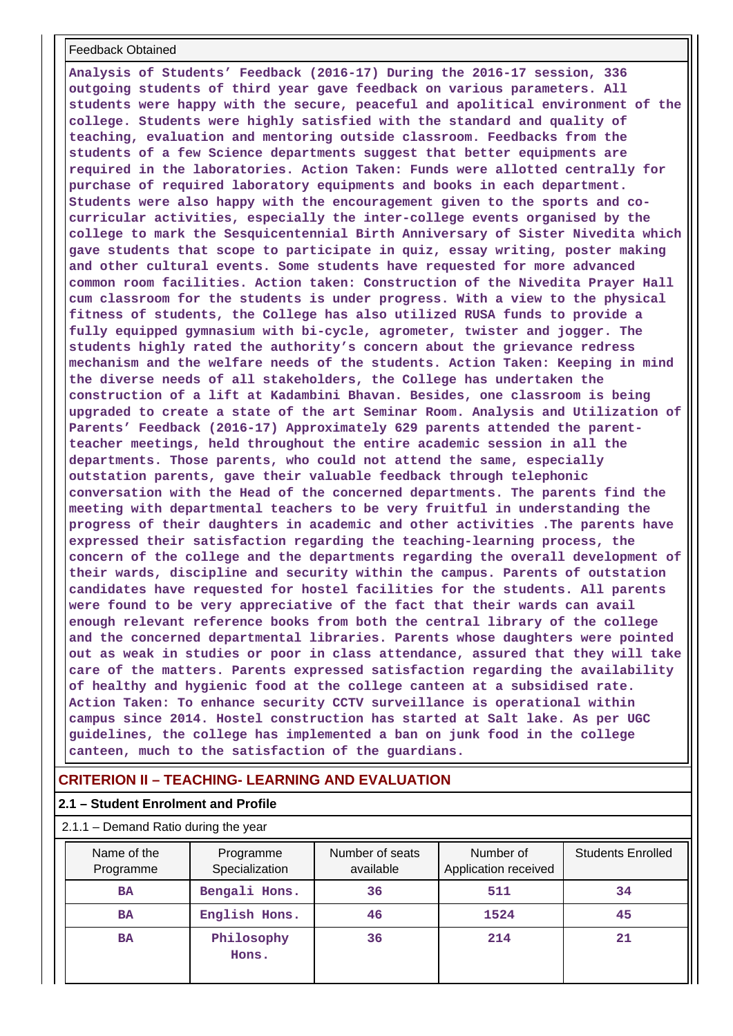Feedback Obtained

Analysis of Students' Feedback (2016-17) During the 2016-17 session, 336 outgoing students of third year gave feedback on various parameters. All students were happy with the secure, peaceful and apolitical environment of the college. Students were highly satisfied with the standard and quality of teaching, evaluation and mentoring outside classroom. Feedbacks from the students of a few Science departments suggest that better equipments are required in the laboratories. Action Taken: Funds were allotted centrally for purchase of required laboratory equipments and books in each department. Students were also happy with the encouragement given to the sports and co-curricular activities, especially the inter-college events organised by the college to mark the Sesquicentennial Birth Anniversary of Sister Nivedita which gave students that scope to participate in quiz, essay writing, poster making and other cultural events. Some students have requested for more advanced common room facilities. Action taken: Construction of the Nivedita Prayer Hall cum classroom for the students is under progress. With a view to the physical fitness of students, the College has also utilized RUSA funds to provide a fully equipped gymnasium with bi-cycle, agrometer, twister and jogger. The students highly rated the authority's concern about the grievance redress mechanism and the welfare needs of the students. Action Taken: Keeping in mind the diverse needs of all stakeholders, the College has undertaken the construction of a lift at Kadambini Bhavan. Besides, one classroom is being upgraded to create a state of the art Seminar Room. Analysis and Utilization of Parents' Feedback (2016-17) Approximately 629 parents attended the parent-teacher meetings, held throughout the entire academic session in all the departments. Those parents, who could not attend the same, especially outstation parents, gave their valuable feedback through telephonic conversation with the Head of the concerned departments. The parents find the meeting with departmental teachers to be very fruitful in understanding the progress of their daughters in academic and other activities .The parents have expressed their satisfaction regarding the teaching-learning process, the concern of the college and the departments regarding the overall development of their wards, discipline and security within the campus. Parents of outstation candidates have requested for hostel facilities for the students. All parents were found to be very appreciative of the fact that their wards can avail enough relevant reference books from both the central library of the college and the concerned departmental libraries. Parents whose daughters were pointed out as weak in studies or poor in class attendance, assured that they will take care of the matters. Parents expressed satisfaction regarding the availability of healthy and hygienic food at the college canteen at a subsidised rate. Action Taken: To enhance security CCTV surveillance is operational within campus since 2014. Hostel construction has started at Salt lake. As per UGC guidelines, the college has implemented a ban on junk food in the college canteen, much to the satisfaction of the guardians.

## CRITERION II – TEACHING- LEARNING AND EVALUATION

### 2.1 – Student Enrolment and Profile

2.1.1 – Demand Ratio during the year

| Name of the Programme | Programme Specialization | Number of seats available | Number of Application received | Students Enrolled |
|---|---|---|---|---|
| BA | Bengali Hons. | 36 | 511 | 34 |
| BA | English Hons. | 46 | 1524 | 45 |
| BA | Philosophy Hons. | 36 | 214 | 21 |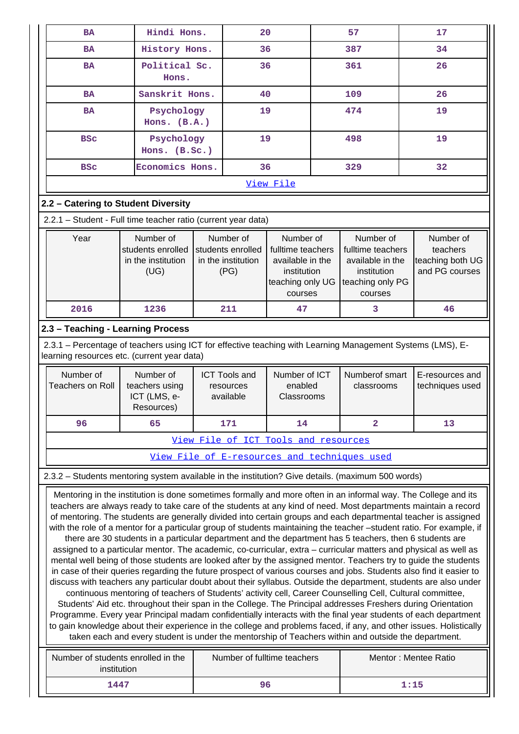| BA | Hindi Hons. | 20 | 57 | 17 |
|---|---|---|---|---|
| BA | History Hons. | 36 | 387 | 34 |
| BA | Political Sc. Hons. | 36 | 361 | 26 |
| BA | Sanskrit Hons. | 40 | 109 | 26 |
| BA | Psychology Hons. (B.A.) | 19 | 474 | 19 |
| BSc | Psychology Hons. (B.Sc.) | 19 | 498 | 19 |
| BSc | Economics Hons. | 36 | 329 | 32 |

View File

## 2.2 – Catering to Student Diversity

2.2.1 – Student - Full time teacher ratio (current year data)

| Year | Number of students enrolled in the institution (UG) | Number of students enrolled in the institution (PG) | Number of fulltime teachers available in the institution teaching only UG courses | Number of fulltime teachers available in the institution teaching only PG courses | Number of teachers teaching both UG and PG courses |
|---|---|---|---|---|---|
| 2016 | 1236 | 211 | 47 | 3 | 46 |

## 2.3 – Teaching - Learning Process

2.3.1 – Percentage of teachers using ICT for effective teaching with Learning Management Systems (LMS), E-learning resources etc. (current year data)

| Number of Teachers on Roll | Number of teachers using ICT (LMS, e-Resources) | ICT Tools and resources available | Number of ICT enabled Classrooms | Numberof smart classrooms | E-resources and techniques used |
|---|---|---|---|---|---|
| 96 | 65 | 171 | 14 | 2 | 13 |

View File of ICT Tools and resources

View File of E-resources and techniques used

2.3.2 – Students mentoring system available in the institution? Give details. (maximum 500 words)

Mentoring in the institution is done sometimes formally and more often in an informal way. The College and its teachers are always ready to take care of the students at any kind of need. Most departments maintain a record of mentoring. The students are generally divided into certain groups and each departmental teacher is assigned with the role of a mentor for a particular group of students maintaining the teacher –student ratio. For example, if there are 30 students in a particular department and the department has 5 teachers, then 6 students are assigned to a particular mentor. The academic, co-curricular, extra – curricular matters and physical as well as mental well being of those students are looked after by the assigned mentor. Teachers try to guide the students in case of their queries regarding the future prospect of various courses and jobs. Students also find it easier to discuss with teachers any particular doubt about their syllabus. Outside the department, students are also under continuous mentoring of teachers of Students' activity cell, Career Counselling Cell, Cultural committee, Students' Aid etc. throughout their span in the College. The Principal addresses Freshers during Orientation Programme. Every year Principal madam confidentially interacts with the final year students of each department to gain knowledge about their experience in the college and problems faced, if any, and other issues. Holistically taken each and every student is under the mentorship of Teachers within and outside the department.

| Number of students enrolled in the institution | Number of fulltime teachers | Mentor : Mentee Ratio |
|---|---|---|
| 1447 | 96 | 1:15 |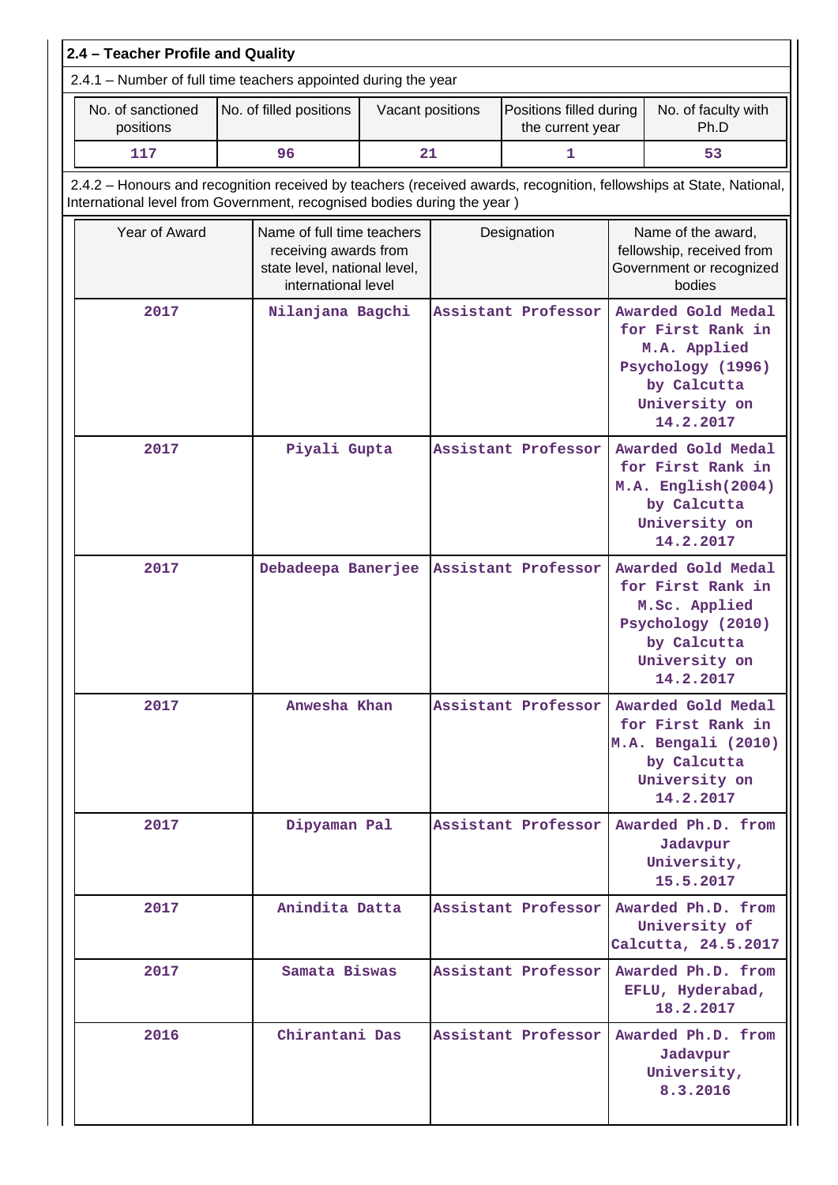## 2.4 – Teacher Profile and Quality

2.4.1 – Number of full time teachers appointed during the year

| No. of sanctioned positions | No. of filled positions | Vacant positions | Positions filled during the current year | No. of faculty with Ph.D |
|---|---|---|---|---|
| 117 | 96 | 21 | 1 | 53 |

2.4.2 – Honours and recognition received by teachers (received awards, recognition, fellowships at State, National, International level from Government, recognised bodies during the year )

| Year of Award | Name of full time teachers receiving awards from state level, national level, international level | Designation | Name of the award, fellowship, received from Government or recognized bodies |
|---|---|---|---|
| 2017 | Nilanjana Bagchi | Assistant Professor | Awarded Gold Medal for First Rank in M.A. Applied Psychology (1996) by Calcutta University on 14.2.2017 |
| 2017 | Piyali Gupta | Assistant Professor | Awarded Gold Medal for First Rank in M.A. English(2004) by Calcutta University on 14.2.2017 |
| 2017 | Debadeepa Banerjee | Assistant Professor | Awarded Gold Medal for First Rank in M.Sc. Applied Psychology (2010) by Calcutta University on 14.2.2017 |
| 2017 | Anwesha Khan | Assistant Professor | Awarded Gold Medal for First Rank in M.A. Bengali (2010) by Calcutta University on 14.2.2017 |
| 2017 | Dipyaman Pal | Assistant Professor | Awarded Ph.D. from Jadavpur University, 15.5.2017 |
| 2017 | Anindita Datta | Assistant Professor | Awarded Ph.D. from University of Calcutta, 24.5.2017 |
| 2017 | Samata Biswas | Assistant Professor | Awarded Ph.D. from EFLU, Hyderabad, 18.2.2017 |
| 2016 | Chirantani Das | Assistant Professor | Awarded Ph.D. from Jadavpur University, 8.3.2016 |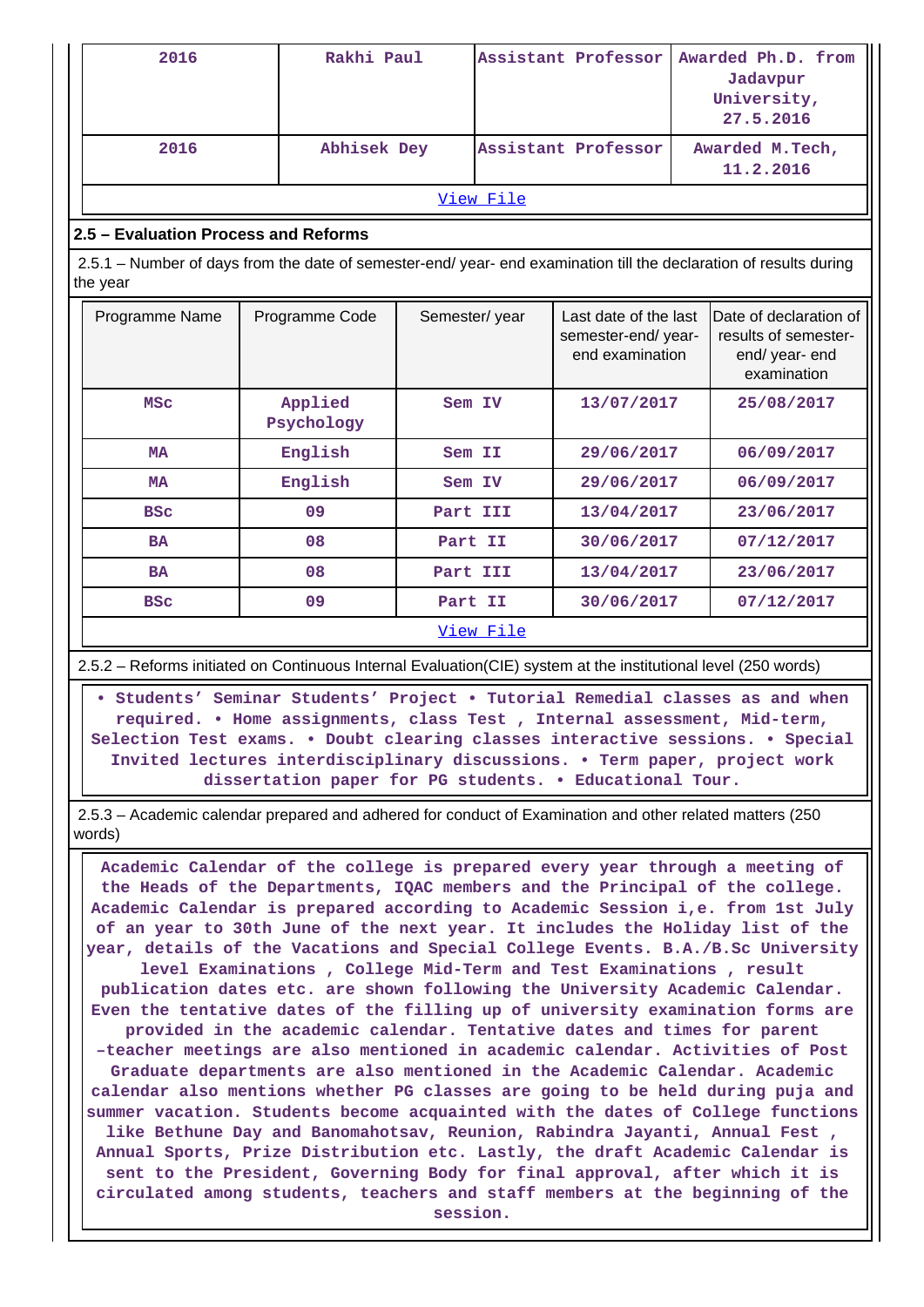| 2016 | Rakhi Paul | Assistant Professor | Awarded Ph.D. from Jadavpur University, 27.5.2016 |
|---|---|---|---|
| 2016 | Abhisek Dey | Assistant Professor | Awarded M.Tech, 11.2.2016 |

View File

## 2.5 – Evaluation Process and Reforms

2.5.1 – Number of days from the date of semester-end/ year- end examination till the declaration of results during the year

| Programme Name | Programme Code | Semester/ year | Last date of the last semester-end/ year- end examination | Date of declaration of results of semester- end/ year- end examination |
|---|---|---|---|---|
| MSc | Applied Psychology | Sem IV | 13/07/2017 | 25/08/2017 |
| MA | English | Sem II | 29/06/2017 | 06/09/2017 |
| MA | English | Sem IV | 29/06/2017 | 06/09/2017 |
| BSc | 09 | Part III | 13/04/2017 | 23/06/2017 |
| BA | 08 | Part II | 30/06/2017 | 07/12/2017 |
| BA | 08 | Part III | 13/04/2017 | 23/06/2017 |
| BSc | 09 | Part II | 30/06/2017 | 07/12/2017 |

View File

2.5.2 – Reforms initiated on Continuous Internal Evaluation(CIE) system at the institutional level (250 words)

• Students' Seminar Students' Project • Tutorial Remedial classes as and when required. • Home assignments, class Test , Internal assessment, Mid-term, Selection Test exams. • Doubt clearing classes interactive sessions. • Special Invited lectures interdisciplinary discussions. • Term paper, project work dissertation paper for PG students. • Educational Tour.

2.5.3 – Academic calendar prepared and adhered for conduct of Examination and other related matters (250 words)

Academic Calendar of the college is prepared every year through a meeting of the Heads of the Departments, IQAC members and the Principal of the college. Academic Calendar is prepared according to Academic Session i,e. from 1st July of an year to 30th June of the next year. It includes the Holiday list of the year, details of the Vacations and Special College Events. B.A./B.Sc University level Examinations , College Mid-Term and Test Examinations , result publication dates etc. are shown following the University Academic Calendar. Even the tentative dates of the filling up of university examination forms are provided in the academic calendar. Tentative dates and times for parent –teacher meetings are also mentioned in academic calendar. Activities of Post Graduate departments are also mentioned in the Academic Calendar. Academic calendar also mentions whether PG classes are going to be held during puja and summer vacation. Students become acquainted with the dates of College functions like Bethune Day and Banomahotsav, Reunion, Rabindra Jayanti, Annual Fest , Annual Sports, Prize Distribution etc. Lastly, the draft Academic Calendar is sent to the President, Governing Body for final approval, after which it is circulated among students, teachers and staff members at the beginning of the session.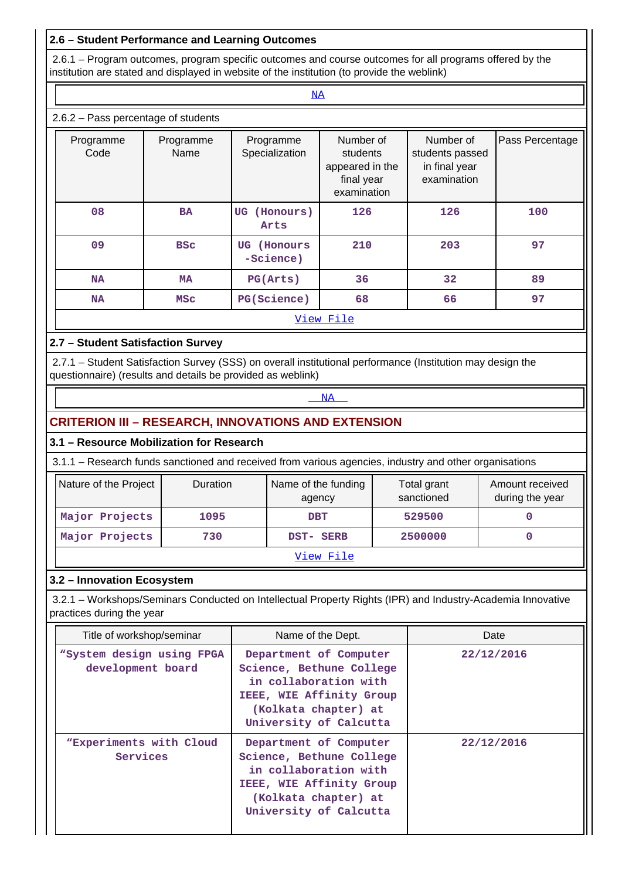### 2.6 – Student Performance and Learning Outcomes

2.6.1 – Program outcomes, program specific outcomes and course outcomes for all programs offered by the institution are stated and displayed in website of the institution (to provide the weblink)

NA

2.6.2 – Pass percentage of students

| Programme Code | Programme Name | Programme Specialization | Number of students appeared in the final year examination | Number of students passed in final year examination | Pass Percentage |
|---|---|---|---|---|---|
| 08 | BA | UG (Honours) Arts | 126 | 126 | 100 |
| 09 | BSc | UG (Honours -Science) | 210 | 203 | 97 |
| NA | MA | PG(Arts) | 36 | 32 | 89 |
| NA | MSc | PG(Science) | 68 | 66 | 97 |

View File

### 2.7 – Student Satisfaction Survey

2.7.1 – Student Satisfaction Survey (SSS) on overall institutional performance (Institution may design the questionnaire) (results and details be provided as weblink)

NA

## CRITERION III – RESEARCH, INNOVATIONS AND EXTENSION

### 3.1 – Resource Mobilization for Research

3.1.1 – Research funds sanctioned and received from various agencies, industry and other organisations

| Nature of the Project | Duration | Name of the funding agency | Total grant sanctioned | Amount received during the year |
|---|---|---|---|---|
| Major Projects | 1095 | DBT | 529500 | 0 |
| Major Projects | 730 | DST- SERB | 2500000 | 0 |

View File

### 3.2 – Innovation Ecosystem

3.2.1 – Workshops/Seminars Conducted on Intellectual Property Rights (IPR) and Industry-Academia Innovative practices during the year

| Title of workshop/seminar | Name of the Dept. | Date |
|---|---|---|
| “System design using FPGA development board | Department of Computer Science, Bethune College in collaboration with IEEE, WIE Affinity Group (Kolkata chapter) at University of Calcutta | 22/12/2016 |
| “Experiments with Cloud Services | Department of Computer Science, Bethune College in collaboration with IEEE, WIE Affinity Group (Kolkata chapter) at University of Calcutta | 22/12/2016 |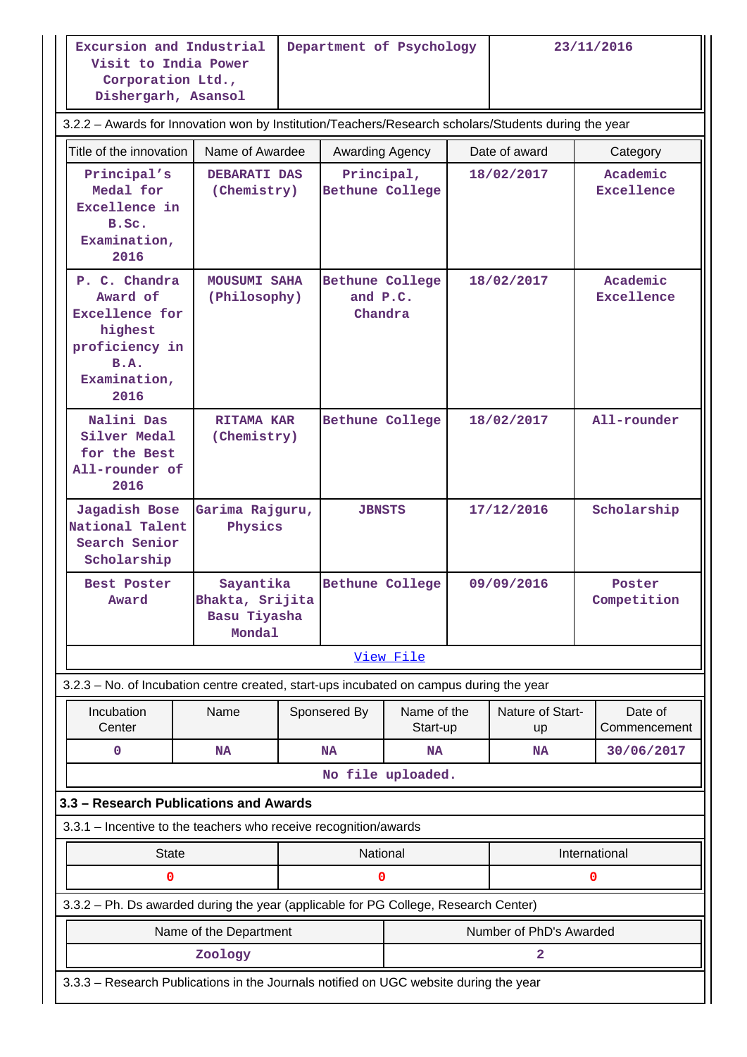| Excursion and Industrial Visit to India Power Corporation Ltd., Dishergarh, Asansol | Department of Psychology | 23/11/2016 |
|---|---|---|

3.2.2 – Awards for Innovation won by Institution/Teachers/Research scholars/Students during the year

| Title of the innovation | Name of Awardee | Awarding Agency | Date of award | Category |
|---|---|---|---|---|
| Principal's Medal for Excellence in B.Sc. Examination, 2016 | DEBARATI DAS (Chemistry) | Principal, Bethune College | 18/02/2017 | Academic Excellence |
| P. C. Chandra Award of Excellence for highest proficiency in B.A. Examination, 2016 | MOUSUMI SAHA (Philosophy) | Bethune College and P.C. Chandra | 18/02/2017 | Academic Excellence |
| Nalini Das Silver Medal for the Best All-rounder of 2016 | RITAMA KAR (Chemistry) | Bethune College | 18/02/2017 | All-rounder |
| Jagadish Bose National Talent Search Senior Scholarship | Garima Rajguru, Physics | JBNSTS | 17/12/2016 | Scholarship |
| Best Poster Award | Sayantika Bhakta, Srijita Basu Tiyasha Mondal | Bethune College | 09/09/2016 | Poster Competition |

View File

3.2.3 – No. of Incubation centre created, start-ups incubated on campus during the year

| Incubation Center | Name | Sponsored By | Name of the Start-up | Nature of Start-up | Date of Commencement |
|---|---|---|---|---|---|
| 0 | NA | NA | NA | NA | 30/06/2017 |

No file uploaded.

### 3.3 – Research Publications and Awards

3.3.1 – Incentive to the teachers who receive recognition/awards

| State | National | International |
|---|---|---|
| 0 | 0 | 0 |

3.3.2 – Ph. Ds awarded during the year (applicable for PG College, Research Center)

| Name of the Department | Number of PhD's Awarded |
|---|---|
| Zoology | 2 |

3.3.3 – Research Publications in the Journals notified on UGC website during the year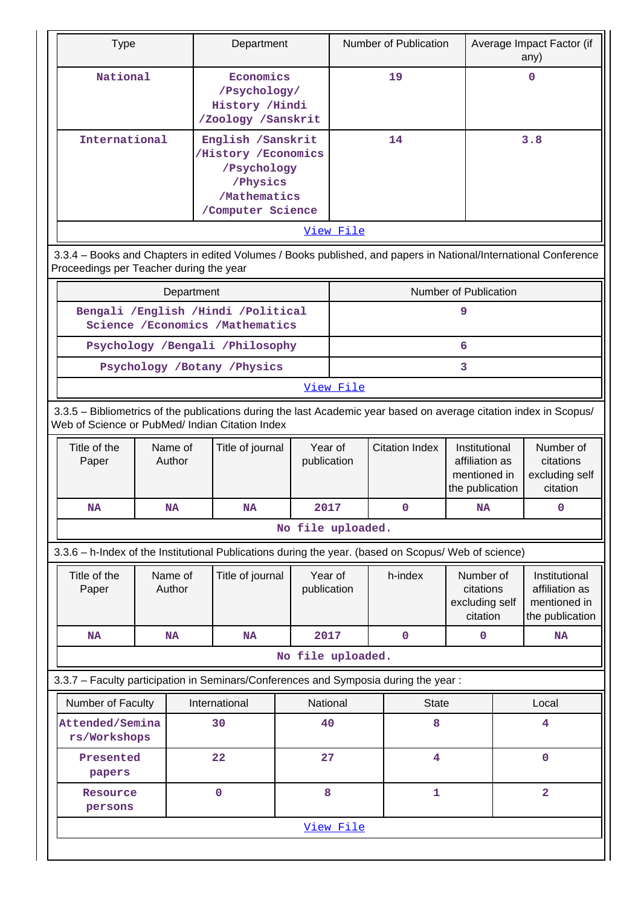| Type | Department | Number of Publication | Average Impact Factor (if any) |
|---|---|---|---|
| National | Economics /Psychology/ History /Hindi /Zoology /Sanskrit | 19 | 0 |
| International | English /Sanskrit /History /Economics /Psychology /Physics /Mathematics /Computer Science | 14 | 3.8 |
| View File | | | |

3.3.4 – Books and Chapters in edited Volumes / Books published, and papers in National/International Conference Proceedings per Teacher during the year

| Department | Number of Publication |
|---|---|
| Bengali /English /Hindi /Political Science /Economics /Mathematics | 9 |
| Psychology /Bengali /Philosophy | 6 |
| Psychology /Botany /Physics | 3 |
| View File | |

3.3.5 – Bibliometrics of the publications during the last Academic year based on average citation index in Scopus/ Web of Science or PubMed/ Indian Citation Index

| Title of the Paper | Name of Author | Title of journal | Year of publication | Citation Index | Institutional affiliation as mentioned in the publication | Number of citations excluding self citation |
|---|---|---|---|---|---|---|
| NA | NA | NA | 2017 | 0 | NA | 0 |
| No file uploaded. | | | | | | |

3.3.6 – h-Index of the Institutional Publications during the year. (based on Scopus/ Web of science)

| Title of the Paper | Name of Author | Title of journal | Year of publication | h-index | Number of citations excluding self citation | Institutional affiliation as mentioned in the publication |
|---|---|---|---|---|---|---|
| NA | NA | NA | 2017 | 0 | 0 | NA |
| No file uploaded. | | | | | | |

3.3.7 – Faculty participation in Seminars/Conferences and Symposia during the year :

| Number of Faculty | International | National | State | Local |
|---|---|---|---|---|
| Attended/Seminars/Workshops | 30 | 40 | 8 | 4 |
| Presented papers | 22 | 27 | 4 | 0 |
| Resource persons | 0 | 8 | 1 | 2 |
| View File | | | | |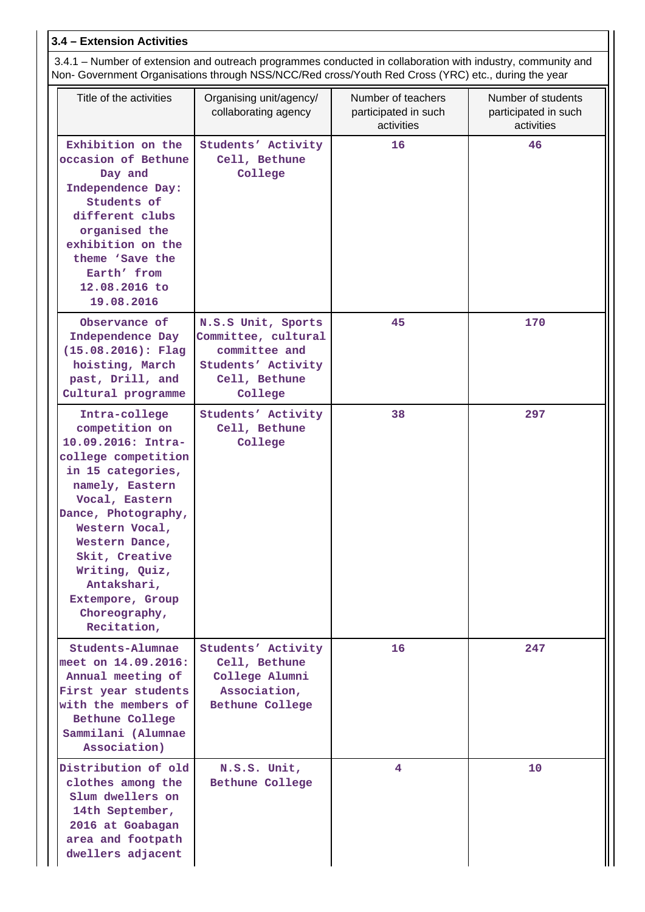**3.4 – Extension Activities**

3.4.1 – Number of extension and outreach programmes conducted in collaboration with industry, community and Non- Government Organisations through NSS/NCC/Red cross/Youth Red Cross (YRC) etc., during the year

| Title of the activities | Organising unit/agency/ collaborating agency | Number of teachers participated in such activities | Number of students participated in such activities |
|---|---|---|---|
| Exhibition on the occasion of Bethune Day and Independence Day: Students of different clubs organised the exhibition on the theme 'Save the Earth' from 12.08.2016 to 19.08.2016 | Students' Activity Cell, Bethune College | 16 | 46 |
| Observance of Independence Day (15.08.2016): Flag hoisting, March past, Drill, and Cultural programme | N.S.S Unit, Sports Committee, cultural committee and Students' Activity Cell, Bethune College | 45 | 170 |
| Intra-college competition on 10.09.2016: Intra-college competition in 15 categories, namely, Eastern Vocal, Eastern Dance, Photography, Western Vocal, Western Dance, Skit, Creative Writing, Quiz, Antakshari, Extempore, Group Choreography, Recitation, | Students' Activity Cell, Bethune College | 38 | 297 |
| Students-Alumnae meet on 14.09.2016: Annual meeting of First year students with the members of Bethune College Sammilani (Alumnae Association) | Students' Activity Cell, Bethune College Alumni Association, Bethune College | 16 | 247 |
| Distribution of old clothes among the Slum dwellers on 14th September, 2016 at Goabagan area and footpath dwellers adjacent | N.S.S. Unit, Bethune College | 4 | 10 |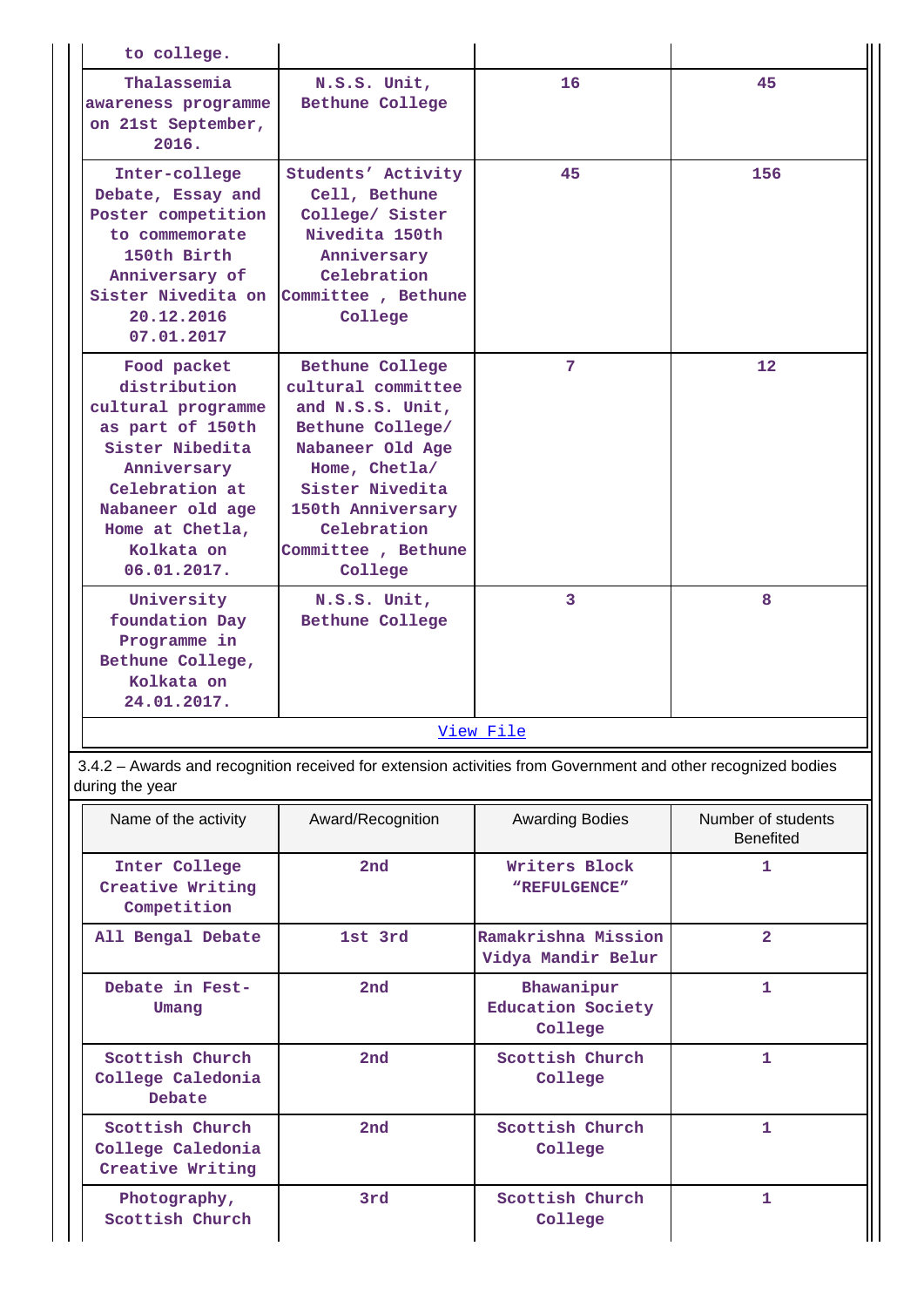| | | | |
|---|---|---|---|
| to college. | | | |
| Thalassemia awareness programme on 21st September, 2016. | N.S.S. Unit, Bethune College | 16 | 45 |
| Inter-college Debate, Essay and Poster competition to commemorate 150th Birth Anniversary of Sister Nivedita on 20.12.2016 07.01.2017 | Students' Activity Cell, Bethune College/ Sister Nivedita 150th Anniversary Celebration Committee , Bethune College | 45 | 156 |
| Food packet distribution cultural programme as part of 150th Sister Nibedita Anniversary Celebration at Nabaneer old age Home at Chetla, Kolkata on 06.01.2017. | Bethune College cultural committee and N.S.S. Unit, Bethune College/ Nabaneer Old Age Home, Chetla/ Sister Nivedita 150th Anniversary Celebration Committee , Bethune College | 7 | 12 |
| University foundation Day Programme in Bethune College, Kolkata on 24.01.2017. | N.S.S. Unit, Bethune College | 3 | 8 |

View File

3.4.2 – Awards and recognition received for extension activities from Government and other recognized bodies during the year

| Name of the activity | Award/Recognition | Awarding Bodies | Number of students Benefited |
|---|---|---|---|
| Inter College Creative Writing Competition | 2nd | Writers Block "REFULGENCE" | 1 |
| All Bengal Debate | 1st 3rd | Ramakrishna Mission Vidya Mandir Belur | 2 |
| Debate in Fest-Umang | 2nd | Bhawanipur Education Society College | 1 |
| Scottish Church College Caledonia Debate | 2nd | Scottish Church College | 1 |
| Scottish Church College Caledonia Creative Writing | 2nd | Scottish Church College | 1 |
| Photography, Scottish Church | 3rd | Scottish Church College | 1 |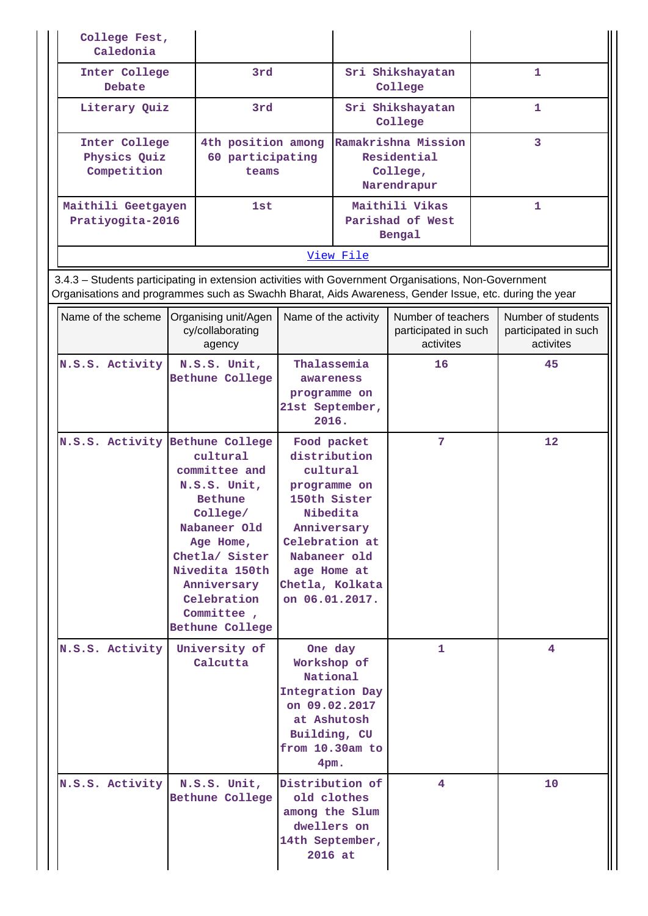| | | | |
|---|---|---|---|
| College Fest, Caledonia | | | |
| Inter College Debate | 3rd | Sri Shikshayatan College | 1 |
| Literary Quiz | 3rd | Sri Shikshayatan College | 1 |
| Inter College Physics Quiz Competition | 4th position among 60 participating teams | Ramakrishna Mission Residential College, Narendrapur | 3 |
| Maithili Geetgayen Pratiyogita-2016 | 1st | Maithili Vikas Parishad of West Bengal | 1 |

View File

3.4.3 – Students participating in extension activities with Government Organisations, Non-Government Organisations and programmes such as Swachh Bharat, Aids Awareness, Gender Issue, etc. during the year

| Name of the scheme | Organising unit/Agency/collaborating agency | Name of the activity | Number of teachers participated in such activites | Number of students participated in such activites |
|---|---|---|---|---|
| N.S.S. Activity | N.S.S. Unit, Bethune College | Thalassemia awareness programme on 21st September, 2016. | 16 | 45 |
| N.S.S. Activity | Bethune College cultural committee and N.S.S. Unit, Bethune College/ Nabaneer Old Age Home, Chetla/ Sister Nivedita 150th Anniversary Celebration Committee , Bethune College | Food packet distribution cultural programme on 150th Sister Nibedita Anniversary Celebration at Nabaneer old age Home at Chetla, Kolkata on 06.01.2017. | 7 | 12 |
| N.S.S. Activity | University of Calcutta | One day Workshop of National Integration Day on 09.02.2017 at Ashutosh Building, CU from 10.30am to 4pm. | 1 | 4 |
| N.S.S. Activity | N.S.S. Unit, Bethune College | Distribution of old clothes among the Slum dwellers on 14th September, 2016 at | 4 | 10 |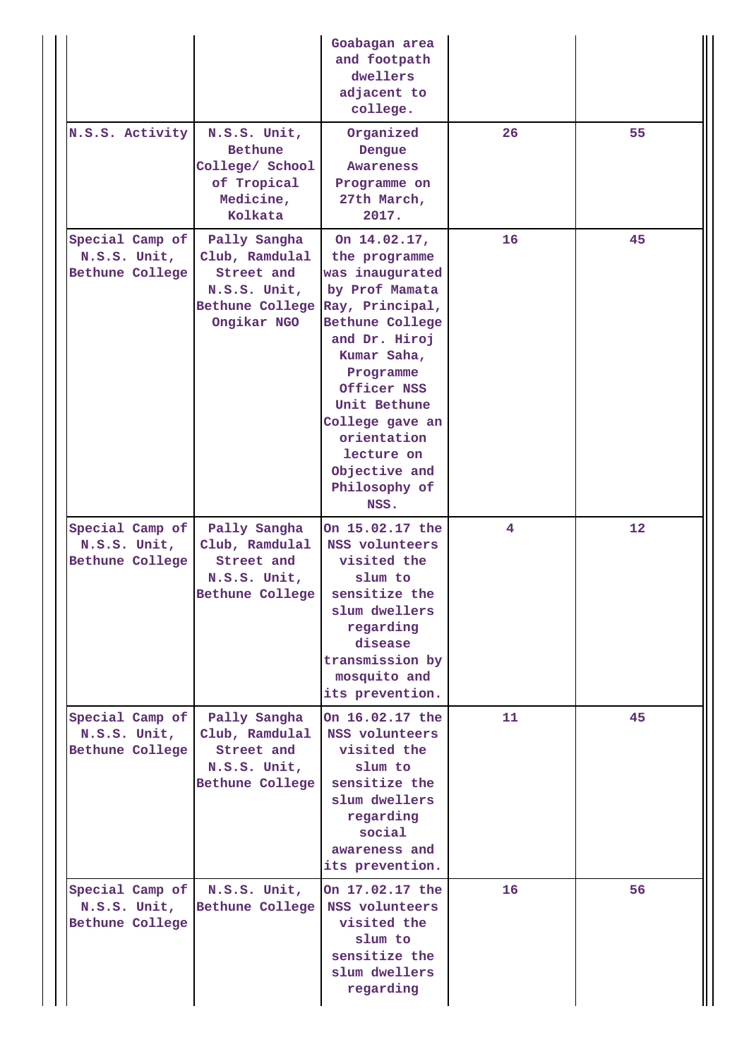| | | Goabagan area and footpath dwellers adjacent to college. | | |
|---|---|---|---|---|
| N.S.S. Activity | N.S.S. Unit, Bethune College/ School of Tropical Medicine, Kolkata | Organized Dengue Awareness Programme on 27th March, 2017. | 26 | 55 |
| Special Camp of N.S.S. Unit, Bethune College | Pally Sangha Club, Ramdulal Street and N.S.S. Unit, Bethune College Ongikar NGO | On 14.02.17, the programme was inaugurated by Prof Mamata Ray, Principal, Bethune College and Dr. Hiroj Kumar Saha, Programme Officer NSS Unit Bethune College gave an orientation lecture on Objective and Philosophy of NSS. | 16 | 45 |
| Special Camp of N.S.S. Unit, Bethune College | Pally Sangha Club, Ramdulal Street and N.S.S. Unit, Bethune College | On 15.02.17 the NSS volunteers visited the slum to sensitize the slum dwellers regarding disease transmission by mosquito and its prevention. | 4 | 12 |
| Special Camp of N.S.S. Unit, Bethune College | Pally Sangha Club, Ramdulal Street and N.S.S. Unit, Bethune College | On 16.02.17 the NSS volunteers visited the slum to sensitize the slum dwellers regarding social awareness and its prevention. | 11 | 45 |
| Special Camp of N.S.S. Unit, Bethune College | N.S.S. Unit, Bethune College | On 17.02.17 the NSS volunteers visited the slum to sensitize the slum dwellers regarding | 16 | 56 |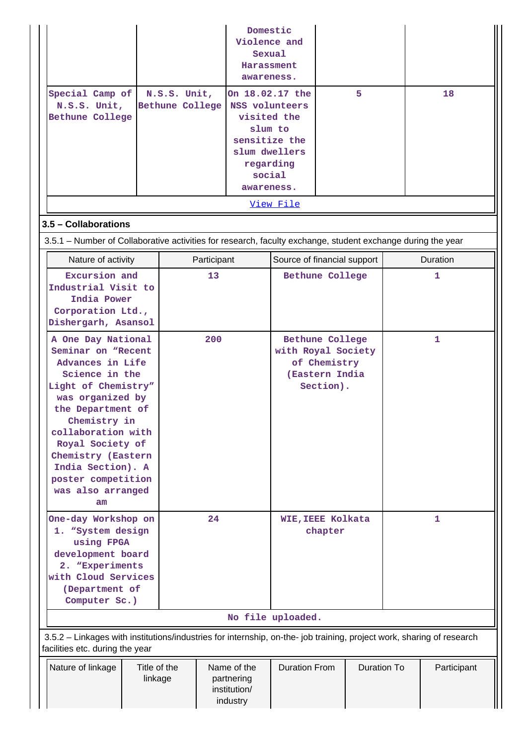| | | Domestic Violence and Sexual Harassment awareness. | | |
|---|---|---|---|---|
| Special Camp of N.S.S. Unit, Bethune College | N.S.S. Unit, Bethune College | On 18.02.17 the NSS volunteers visited the slum to sensitize the slum dwellers regarding social awareness. | 5 | 18 |

View File

### 3.5 – Collaborations

3.5.1 – Number of Collaborative activities for research, faculty exchange, student exchange during the year

| Nature of activity | Participant | Source of financial support | Duration |
|---|---|---|---|
| Excursion and Industrial Visit to India Power Corporation Ltd., Dishergarh, Asansol | 13 | Bethune College | 1 |
| A One Day National Seminar on "Recent Advances in Life Science in the Light of Chemistry" was organized by the Department of Chemistry in collaboration with Royal Society of Chemistry (Eastern India Section). A poster competition was also arranged am | 200 | Bethune College with Royal Society of Chemistry (Eastern India Section). | 1 |
| One-day Workshop on 1. "System design using FPGA development board 2. "Experiments with Cloud Services (Department of Computer Sc.) | 24 | WIE,IEEE Kolkata chapter | 1 |

No file uploaded.

3.5.2 – Linkages with institutions/industries for internship, on-the- job training, project work, sharing of research facilities etc. during the year

| Nature of linkage | Title of the linkage | Name of the partnering institution/ industry | Duration From | Duration To | Participant |
|---|---|---|---|---|---|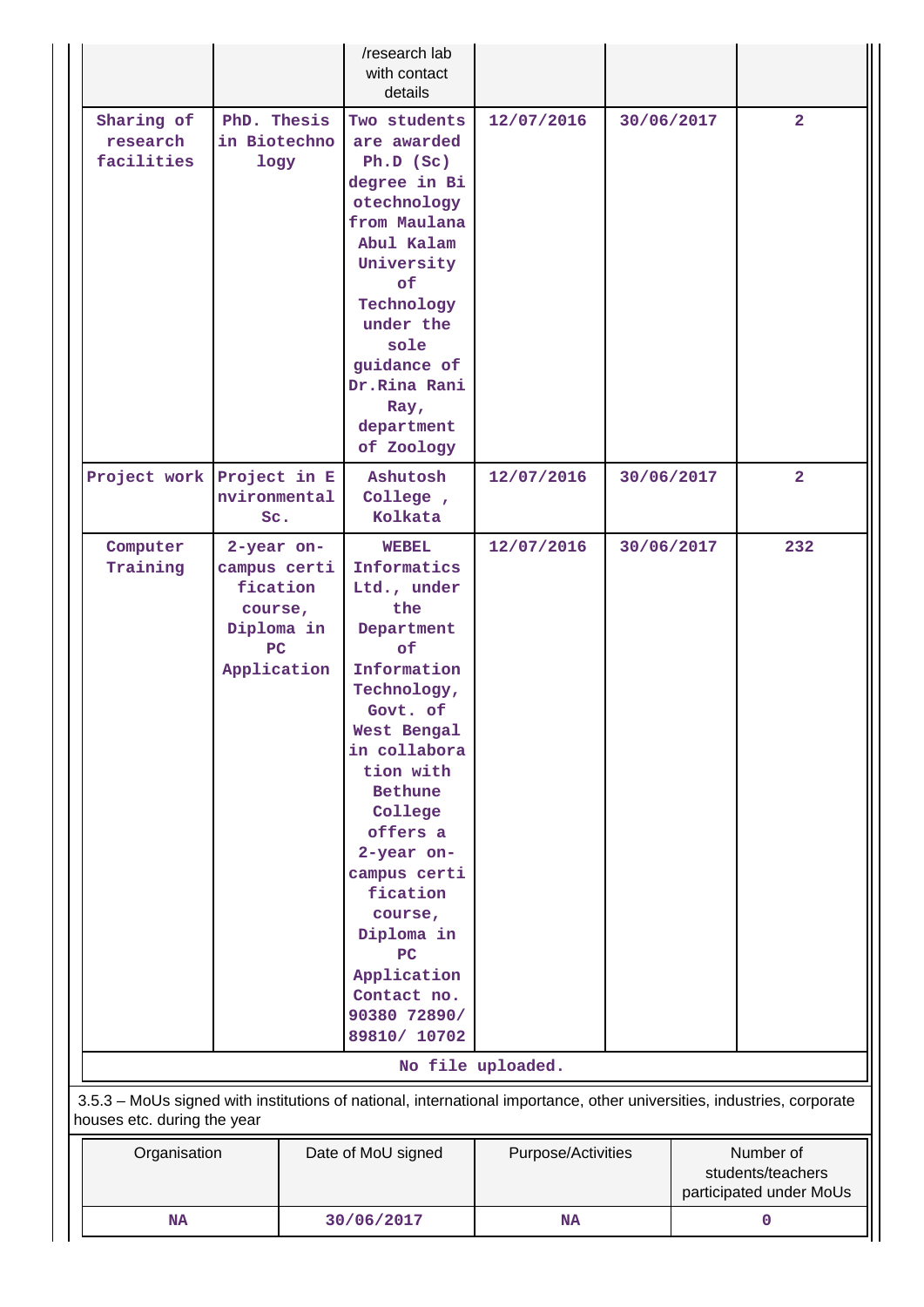| | | /research lab with contact details | | | |
|---|---|---|---|---|---|
| Sharing of research facilities | PhD. Thesis in Biotechnology | Two students are awarded Ph.D (Sc) degree in Biotechnology from Maulana Abul Kalam University of Technology under the sole guidance of Dr.Rina Rani Ray, department of Zoology | 12/07/2016 | 30/06/2017 | 2 |
| Project work | Project in Environmental Sc. | Ashutosh College , Kolkata | 12/07/2016 | 30/06/2017 | 2 |
| Computer Training | 2-year on-campus certification course, Diploma in PC Application | WEBEL Informatics Ltd., under the Department of Information Technology, Govt. of West Bengal in collaboration with Bethune College offers a 2-year on-campus certification course, Diploma in PC Application Contact no. 90380 72890/ 89810/ 10702 | 12/07/2016 | 30/06/2017 | 232 |

No file uploaded.

3.5.3 – MoUs signed with institutions of national, international importance, other universities, industries, corporate houses etc. during the year

| Organisation | Date of MoU signed | Purpose/Activities | Number of students/teachers participated under MoUs |
|---|---|---|---|
| NA | 30/06/2017 | NA | 0 |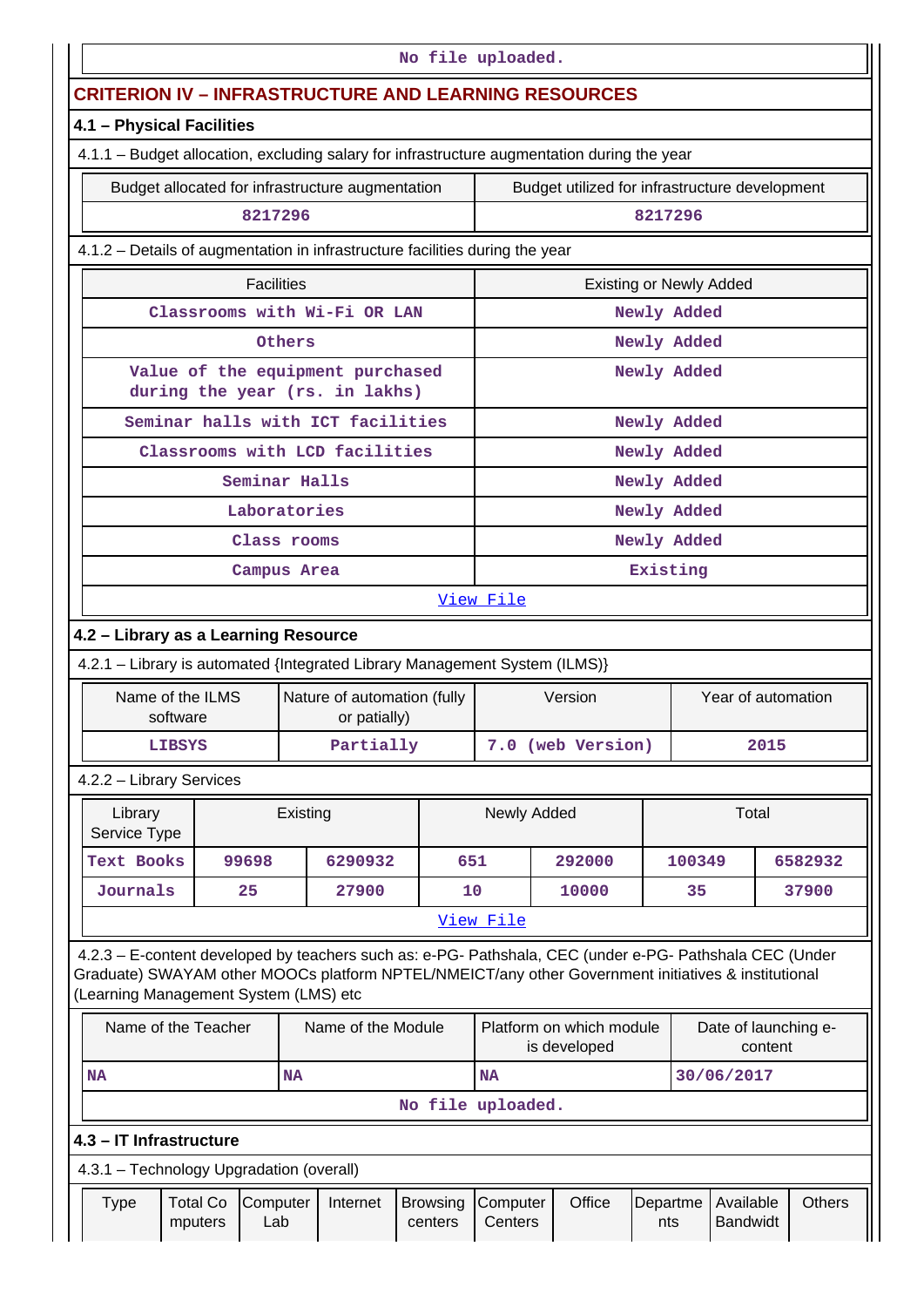No file uploaded.

## CRITERION IV – INFRASTRUCTURE AND LEARNING RESOURCES

### 4.1 – Physical Facilities

4.1.1 – Budget allocation, excluding salary for infrastructure augmentation during the year

| Budget allocated for infrastructure augmentation | Budget utilized for infrastructure development |
|---|---|
| 8217296 | 8217296 |

4.1.2 – Details of augmentation in infrastructure facilities during the year

| Facilities | Existing or Newly Added |
|---|---|
| Classrooms with Wi-Fi OR LAN | Newly Added |
| Others | Newly Added |
| Value of the equipment purchased during the year (rs. in lakhs) | Newly Added |
| Seminar halls with ICT facilities | Newly Added |
| Classrooms with LCD facilities | Newly Added |
| Seminar Halls | Newly Added |
| Laboratories | Newly Added |
| Class rooms | Newly Added |
| Campus Area | Existing |

View File

### 4.2 – Library as a Learning Resource

4.2.1 – Library is automated {Integrated Library Management System (ILMS)}

| Name of the ILMS software | Nature of automation (fully or patially) | Version | Year of automation |
|---|---|---|---|
| LIBSYS | Partially | 7.0 (web Version) | 2015 |

4.2.2 – Library Services

| Library Service Type | Existing | | Newly Added | | Total | |
|---|---|---|---|---|---|---|
| Text Books | 99698 | 6290932 | 651 | 292000 | 100349 | 6582932 |
| Journals | 25 | 27900 | 10 | 10000 | 35 | 37900 |

View File

4.2.3 – E-content developed by teachers such as: e-PG- Pathshala, CEC (under e-PG- Pathshala CEC (Under Graduate) SWAYAM other MOOCs platform NPTEL/NMEICT/any other Government initiatives & institutional (Learning Management System (LMS) etc

| Name of the Teacher | Name of the Module | Platform on which module is developed | Date of launching e-content |
|---|---|---|---|
| NA | NA | NA | 30/06/2017 |

No file uploaded.

### 4.3 – IT Infrastructure

4.3.1 – Technology Upgradation (overall)

| Type | Total Computers | Computer Lab | Internet | Browsing centers | Computer Centers | Office | Departments | Available Bandwidt | Others |
|---|---|---|---|---|---|---|---|---|---|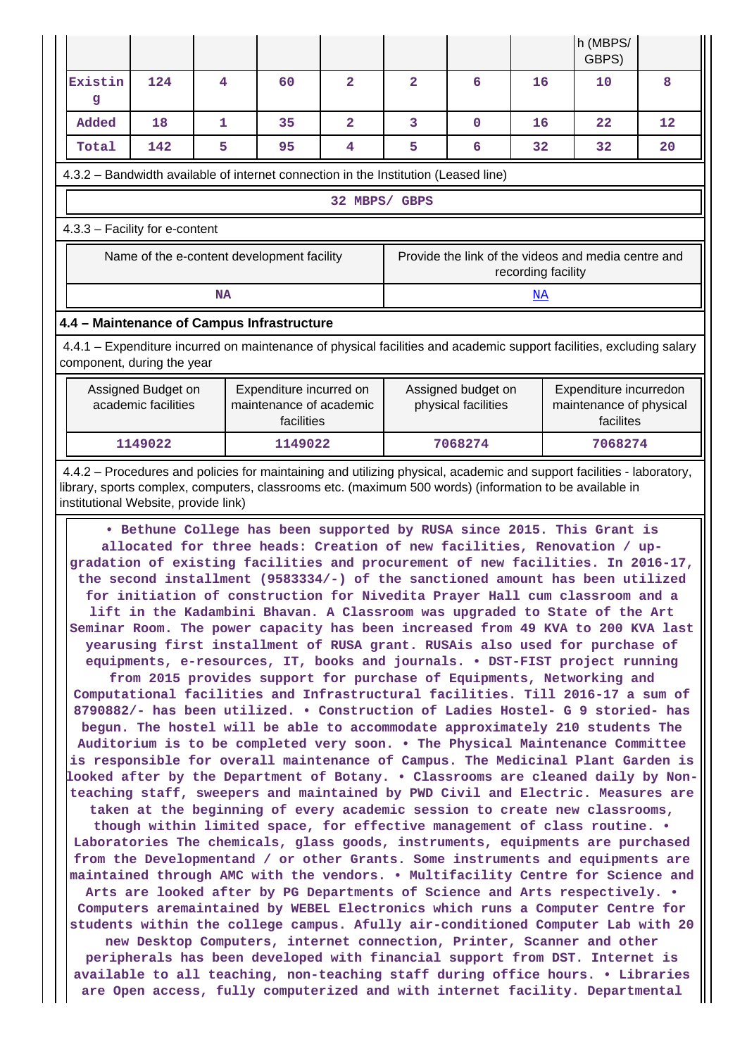| | | | | | | | | h (MBPS/ GBPS) | |
|---|---|---|---|---|---|---|---|---|---|
| Existing | 124 | 4 | 60 | 2 | 2 | 6 | 16 | 10 | 8 |
| Added | 18 | 1 | 35 | 2 | 3 | 0 | 16 | 22 | 12 |
| Total | 142 | 5 | 95 | 4 | 5 | 6 | 32 | 32 | 20 |

4.3.2 – Bandwidth available of internet connection in the Institution (Leased line)

32 MBPS/ GBPS

4.3.3 – Facility for e-content

| Name of the e-content development facility | Provide the link of the videos and media centre and recording facility |
|---|---|
| NA | NA |

## 4.4 – Maintenance of Campus Infrastructure

4.4.1 – Expenditure incurred on maintenance of physical facilities and academic support facilities, excluding salary component, during the year

| Assigned Budget on academic facilities | Expenditure incurred on maintenance of academic facilities | Assigned budget on physical facilities | Expenditure incurredon maintenance of physical facilites |
|---|---|---|---|
| 1149022 | 1149022 | 7068274 | 7068274 |

4.4.2 – Procedures and policies for maintaining and utilizing physical, academic and support facilities - laboratory, library, sports complex, computers, classrooms etc. (maximum 500 words) (information to be available in institutional Website, provide link)

• Bethune College has been supported by RUSA since 2015. This Grant is allocated for three heads: Creation of new facilities, Renovation / up-gradation of existing facilities and procurement of new facilities. In 2016-17, the second installment (9583334/-) of the sanctioned amount has been utilized for initiation of construction for Nivedita Prayer Hall cum classroom and a lift in the Kadambini Bhavan. A Classroom was upgraded to State of the Art Seminar Room. The power capacity has been increased from 49 KVA to 200 KVA last yearusing first installment of RUSA grant. RUSAis also used for purchase of equipments, e-resources, IT, books and journals. • DST-FIST project running from 2015 provides support for purchase of Equipments, Networking and Computational facilities and Infrastructural facilities. Till 2016-17 a sum of 8790882/- has been utilized. • Construction of Ladies Hostel- G 9 storied- has begun. The hostel will be able to accommodate approximately 210 students The Auditorium is to be completed very soon. • The Physical Maintenance Committee is responsible for overall maintenance of Campus. The Medicinal Plant Garden is looked after by the Department of Botany. • Classrooms are cleaned daily by Non-teaching staff, sweepers and maintained by PWD Civil and Electric. Measures are taken at the beginning of every academic session to create new classrooms, though within limited space, for effective management of class routine. • Laboratories The chemicals, glass goods, instruments, equipments are purchased from the Developmentand / or other Grants. Some instruments and equipments are maintained through AMC with the vendors. • Multifacility Centre for Science and Arts are looked after by PG Departments of Science and Arts respectively. • Computers aremaintained by WEBEL Electronics which runs a Computer Centre for students within the college campus. Afully air-conditioned Computer Lab with 20 new Desktop Computers, internet connection, Printer, Scanner and other peripherals has been developed with financial support from DST. Internet is available to all teaching, non-teaching staff during office hours. • Libraries are Open access, fully computerized and with internet facility. Departmental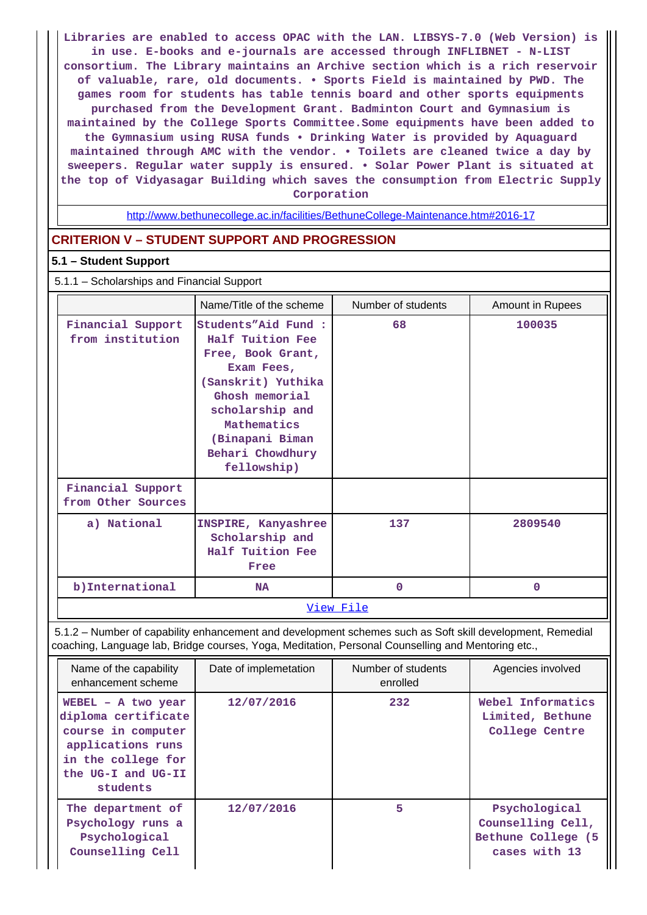Libraries are enabled to access OPAC with the LAN. LIBSYS-7.0 (Web Version) is in use. E-books and e-journals are accessed through INFLIBNET - N-LIST consortium. The Library maintains an Archive section which is a rich reservoir of valuable, rare, old documents. • Sports Field is maintained by PWD. The games room for students has table tennis board and other sports equipments purchased from the Development Grant. Badminton Court and Gymnasium is maintained by the College Sports Committee.Some equipments have been added to the Gymnasium using RUSA funds • Drinking Water is provided by Aquaguard maintained through AMC with the vendor. • Toilets are cleaned twice a day by sweepers. Regular water supply is ensured. • Solar Power Plant is situated at the top of Vidyasagar Building which saves the consumption from Electric Supply Corporation

http://www.bethunecollege.ac.in/facilities/BethuneCollege-Maintenance.htm#2016-17

## CRITERION V – STUDENT SUPPORT AND PROGRESSION

### 5.1 – Student Support

5.1.1 – Scholarships and Financial Support

| | Name/Title of the scheme | Number of students | Amount in Rupees |
|---|---|---|---|
| Financial Support from institution | Students"Aid Fund : Half Tuition Fee Free, Book Grant, Exam Fees, (Sanskrit) Yuthika Ghosh memorial scholarship and Mathematics (Binapani Biman Behari Chowdhury fellowship) | 68 | 100035 |
| Financial Support from Other Sources | | | |
| a) National | INSPIRE, Kanyashree Scholarship and Half Tuition Fee Free | 137 | 2809540 |
| b)International | NA | 0 | 0 |

View File

5.1.2 – Number of capability enhancement and development schemes such as Soft skill development, Remedial coaching, Language lab, Bridge courses, Yoga, Meditation, Personal Counselling and Mentoring etc.,

| Name of the capability enhancement scheme | Date of implemetation | Number of students enrolled | Agencies involved |
|---|---|---|---|
| WEBEL - A two year diploma certificate course in computer applications runs in the college for the UG-I and UG-II students | 12/07/2016 | 232 | Webel Informatics Limited, Bethune College Centre |
| The department of Psychology runs a Psychological Counselling Cell | 12/07/2016 | 5 | Psychological Counselling Cell, Bethune College (5 cases with 13 |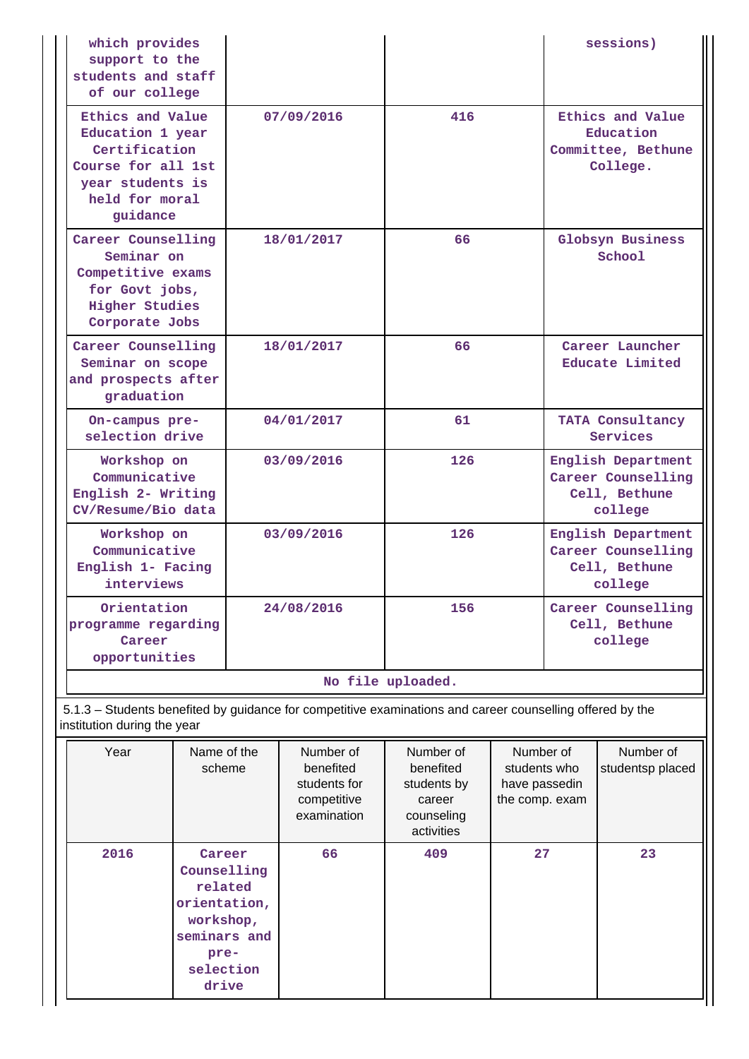| | | | |
|---|---|---|---|
| which provides support to the students and staff of our college | | | sessions) |
| Ethics and Value Education 1 year Certification Course for all 1st year students is held for moral guidance | 07/09/2016 | 416 | Ethics and Value Education Committee, Bethune College. |
| Career Counselling Seminar on Competitive exams for Govt jobs, Higher Studies Corporate Jobs | 18/01/2017 | 66 | Globsyn Business School |
| Career Counselling Seminar on scope and prospects after graduation | 18/01/2017 | 66 | Career Launcher Educate Limited |
| On-campus pre-selection drive | 04/01/2017 | 61 | TATA Consultancy Services |
| Workshop on Communicative English 2- Writing CV/Resume/Bio data | 03/09/2016 | 126 | English Department Career Counselling Cell, Bethune college |
| Workshop on Communicative English 1- Facing interviews | 03/09/2016 | 126 | English Department Career Counselling Cell, Bethune college |
| Orientation programme regarding Career opportunities | 24/08/2016 | 156 | Career Counselling Cell, Bethune college |

No file uploaded.

5.1.3 – Students benefited by guidance for competitive examinations and career counselling offered by the institution during the year

| Year | Name of the scheme | Number of benefited students for competitive examination | Number of benefited students by career counseling activities | Number of students who have passedin the comp. exam | Number of studentsp placed |
|---|---|---|---|---|---|
| 2016 | Career Counselling related orientation, workshop, seminars and pre-selection drive | 66 | 409 | 27 | 23 |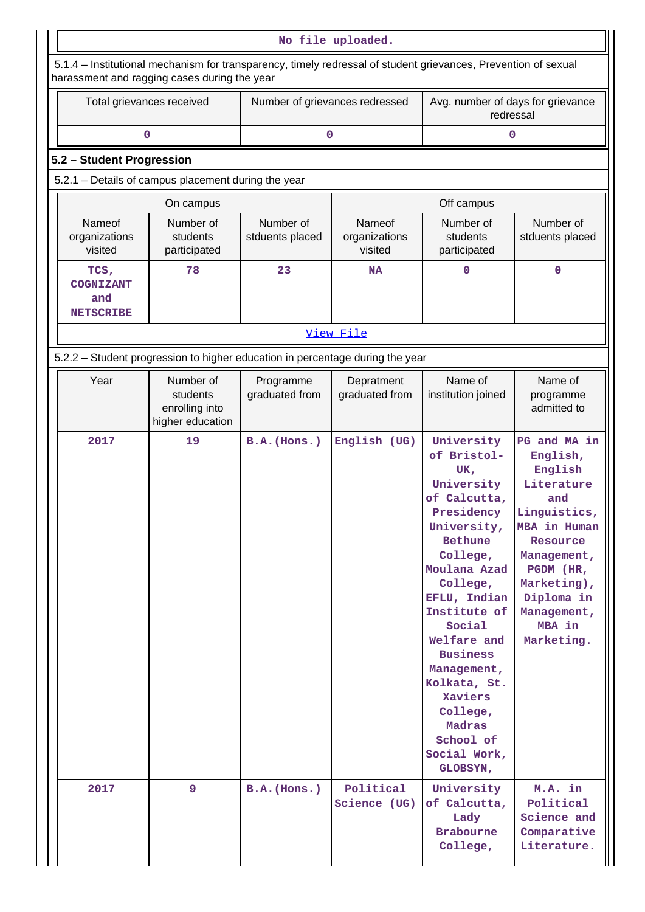| No file uploaded. |
| --- |

5.1.4 – Institutional mechanism for transparency, timely redressal of student grievances, Prevention of sexual harassment and ragging cases during the year

| Total grievances received | Number of grievances redressed | Avg. number of days for grievance redressal |
| --- | --- | --- |
| 0 | 0 | 0 |

**5.2 – Student Progression**

5.2.1 – Details of campus placement during the year

| On campus | | | Off campus | | |
| --- | --- | --- | --- | --- | --- |
| Nameof organizations visited | Number of students participated | Number of stduents placed | Nameof organizations visited | Number of students participated | Number of stduents placed |
| TCS, COGNIZANT and NETSCRIBE | 78 | 23 | NA | 0 | 0 |

[View File]

5.2.2 – Student progression to higher education in percentage during the year

| Year | Number of students enrolling into higher education | Programme graduated from | Depratment graduated from | Name of institution joined | Name of programme admitted to |
| --- | --- | --- | --- | --- | --- |
| 2017 | 19 | B.A.(Hons.) | English (UG) | University of Bristol-UK, University of Calcutta, Presidency University, Bethune College, Moulana Azad College, EFLU, Indian Institute of Social Welfare and Business Management, Kolkata, St. Xaviers College, Madras School of Social Work, GLOBSYN, | PG and MA in English, English Literature and Linguistics, MBA in Human Resource Management, PGDM (HR, Marketing), Diploma in Management, MBA in Marketing. |
| 2017 | 9 | B.A.(Hons.) | Political Science (UG) | University of Calcutta, Lady Brabourne College, | M.A. in Political Science and Comparative Literature. |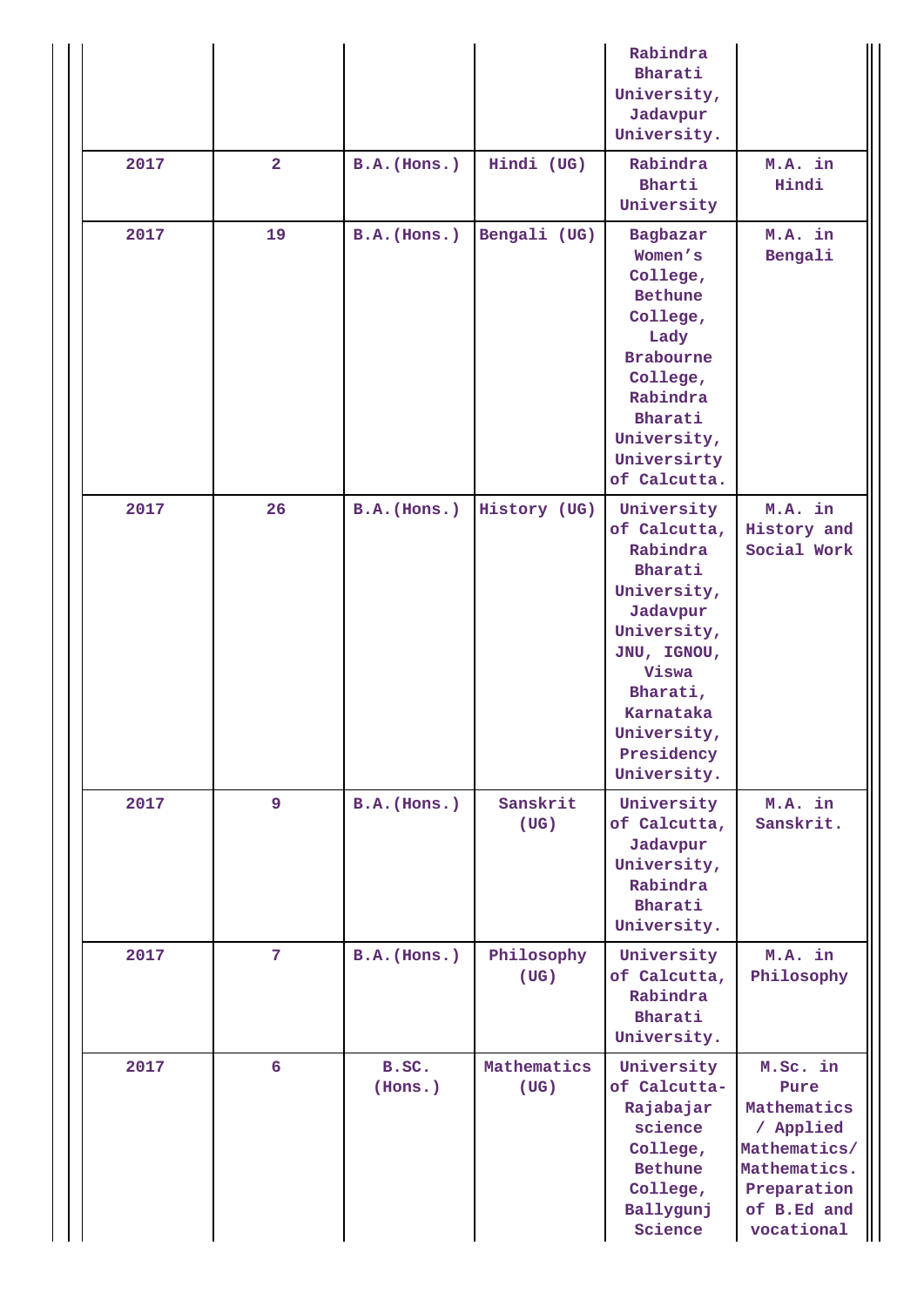| | | | | Rabindra Bharati University, Jadavpur University. | |
|---|---|---|---|---|---|
| 2017 | 2 | B.A.(Hons.) | Hindi (UG) | Rabindra Bharti University | M.A. in Hindi |
| 2017 | 19 | B.A.(Hons.) | Bengali (UG) | Bagbazar Women's College, Bethune College, Lady Brabourne College, Rabindra Bharati University, Universirty of Calcutta. | M.A. in Bengali |
| 2017 | 26 | B.A.(Hons.) | History (UG) | University of Calcutta, Rabindra Bharati University, Jadavpur University, JNU, IGNOU, Viswa Bharati, Karnataka University, Presidency University. | M.A. in History and Social Work |
| 2017 | 9 | B.A.(Hons.) | Sanskrit (UG) | University of Calcutta, Jadavpur University, Rabindra Bharati University. | M.A. in Sanskrit. |
| 2017 | 7 | B.A.(Hons.) | Philosophy (UG) | University of Calcutta, Rabindra Bharati University. | M.A. in Philosophy |
| 2017 | 6 | B.SC. (Hons.) | Mathematics (UG) | University of Calcutta-Rajabajar science College, Bethune College, Ballygunj Science | M.Sc. in Pure Mathematics / Applied Mathematics/ Mathematics. Preparation of B.Ed and vocational |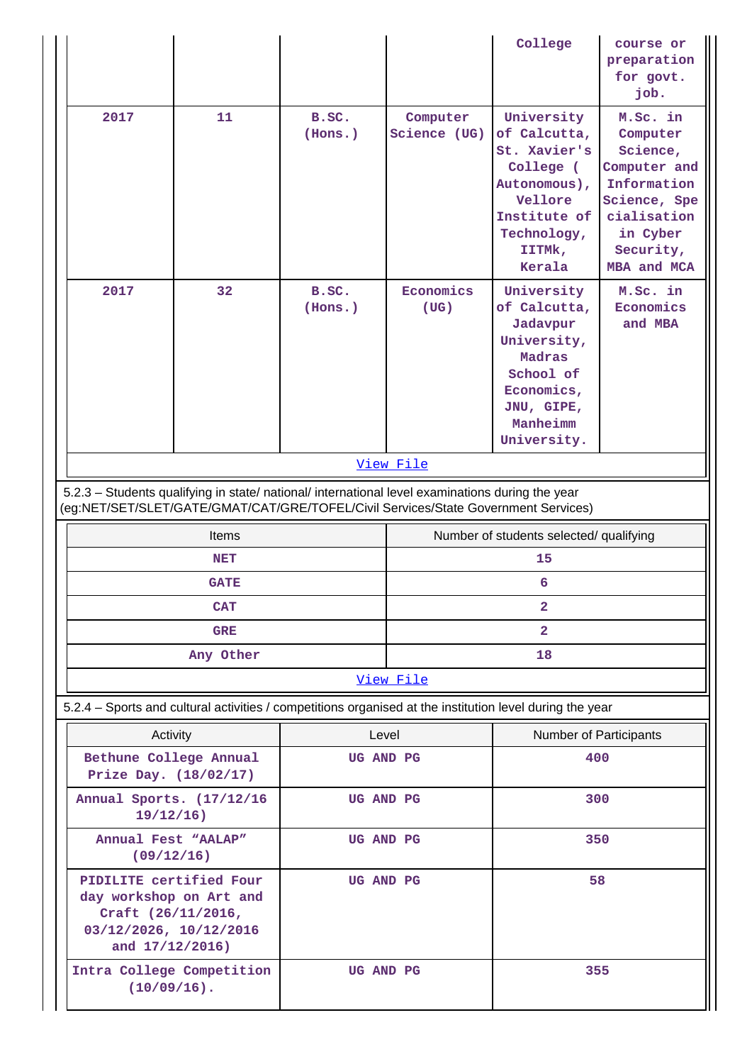| | | | | College | course or preparation for govt. job. |
|---|---|---|---|---|---|
| 2017 | 11 | B.SC. (Hons.) | Computer Science (UG) | University of Calcutta, St. Xavier's College ( Autonomous), Vellore Institute of Technology, IITMk, Kerala | M.Sc. in Computer Science, Computer and Information Science, Specialisation in Cyber Security, MBA and MCA |
| 2017 | 32 | B.SC. (Hons.) | Economics (UG) | University of Calcutta, Jadavpur University, Madras School of Economics, JNU, GIPE, Manheimm University. | M.Sc. in Economics and MBA |

View File

5.2.3 – Students qualifying in state/ national/ international level examinations during the year (eg:NET/SET/SLET/GATE/GMAT/CAT/GRE/TOFEL/Civil Services/State Government Services)

| Items | Number of students selected/ qualifying |
|---|---|
| NET | 15 |
| GATE | 6 |
| CAT | 2 |
| GRE | 2 |
| Any Other | 18 |

View File

5.2.4 – Sports and cultural activities / competitions organised at the institution level during the year

| Activity | Level | Number of Participants |
|---|---|---|
| Bethune College Annual Prize Day. (18/02/17) | UG AND PG | 400 |
| Annual Sports. (17/12/16 19/12/16) | UG AND PG | 300 |
| Annual Fest "AALAP" (09/12/16) | UG AND PG | 350 |
| PIDILITE certified Four day workshop on Art and Craft (26/11/2016, 03/12/2026, 10/12/2016 and 17/12/2016) | UG AND PG | 58 |
| Intra College Competition (10/09/16). | UG AND PG | 355 |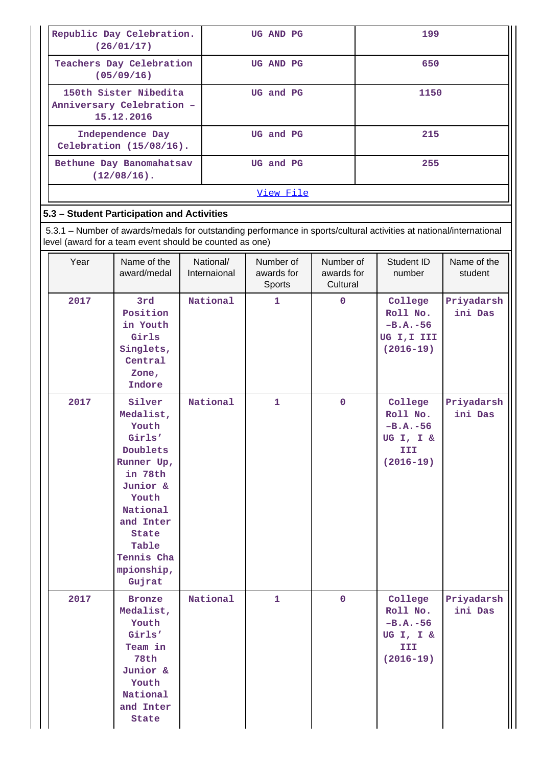| Republic Day Celebration. (26/01/17) | UG AND PG | 199 |
|---|---|---|
| Teachers Day Celebration (05/09/16) | UG AND PG | 650 |
| 150th Sister Nibedita Anniversary Celebration – 15.12.2016 | UG and PG | 1150 |
| Independence Day Celebration (15/08/16). | UG and PG | 215 |
| Bethune Day Banomahatsav (12/08/16). | UG and PG | 255 |

[View File]

## 5.3 – Student Participation and Activities

5.3.1 – Number of awards/medals for outstanding performance in sports/cultural activities at national/international level (award for a team event should be counted as one)

| Year | Name of the award/medal | National/ Internaional | Number of awards for Sports | Number of awards for Cultural | Student ID number | Name of the student |
|---|---|---|---|---|---|---|
| 2017 | 3rd Position in Youth Girls Singlets, Central Zone, Indore | National | 1 | 0 | College Roll No. –B.A.-56 UG I,I III (2016-19) | Priyadarshini Das |
| 2017 | Silver Medalist, Youth Girls' Doublets Runner Up, in 78th Junior & Youth National and Inter State Table Tennis Championship, Gujrat | National | 1 | 0 | College Roll No. –B.A.-56 UG I, I & III (2016-19) | Priyadarshini Das |
| 2017 | Bronze Medalist, Youth Girls' Team in 78th Junior & Youth National and Inter State | National | 1 | 0 | College Roll No. –B.A.-56 UG I, I & III (2016-19) | Priyadarshini Das |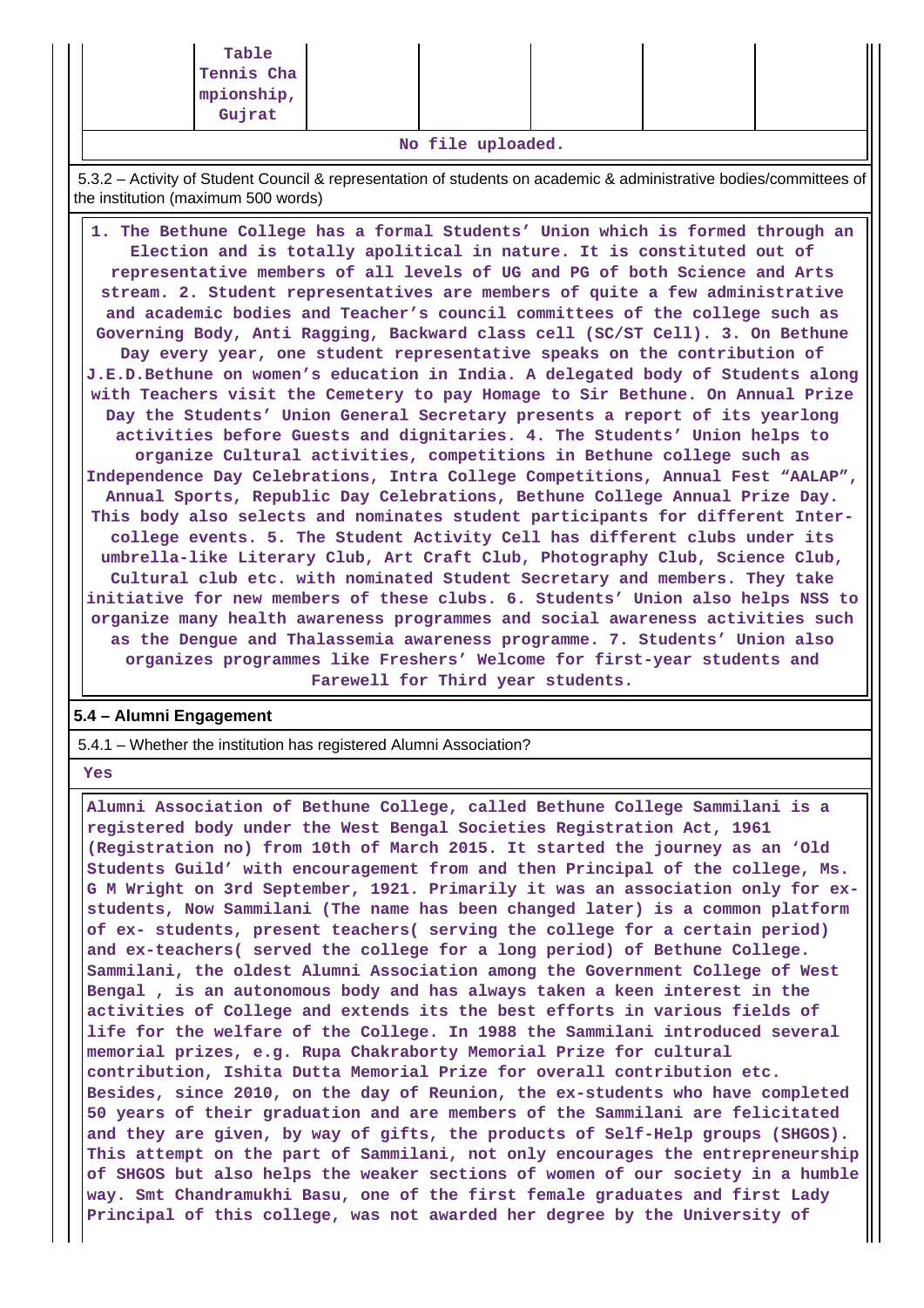| | Table Tennis Championship, Gujrat | | | | | |
|---|---|---|---|---|---|---|

No file uploaded.

5.3.2 – Activity of Student Council & representation of students on academic & administrative bodies/committees of the institution (maximum 500 words)

1. The Bethune College has a formal Students' Union which is formed through an Election and is totally apolitical in nature. It is constituted out of representative members of all levels of UG and PG of both Science and Arts stream. 2. Student representatives are members of quite a few administrative and academic bodies and Teacher's council committees of the college such as Governing Body, Anti Ragging, Backward class cell (SC/ST Cell). 3. On Bethune Day every year, one student representative speaks on the contribution of J.E.D.Bethune on women's education in India. A delegated body of Students along with Teachers visit the Cemetery to pay Homage to Sir Bethune. On Annual Prize Day the Students' Union General Secretary presents a report of its yearlong activities before Guests and dignitaries. 4. The Students' Union helps to organize Cultural activities, competitions in Bethune college such as Independence Day Celebrations, Intra College Competitions, Annual Fest "AALAP", Annual Sports, Republic Day Celebrations, Bethune College Annual Prize Day. This body also selects and nominates student participants for different Inter-college events. 5. The Student Activity Cell has different clubs under its umbrella-like Literary Club, Art Craft Club, Photography Club, Science Club, Cultural club etc. with nominated Student Secretary and members. They take initiative for new members of these clubs. 6. Students' Union also helps NSS to organize many health awareness programmes and social awareness activities such as the Dengue and Thalassemia awareness programme. 7. Students' Union also organizes programmes like Freshers' Welcome for first-year students and Farewell for Third year students.

**5.4 – Alumni Engagement**

5.4.1 – Whether the institution has registered Alumni Association?

Yes

Alumni Association of Bethune College, called Bethune College Sammilani is a registered body under the West Bengal Societies Registration Act, 1961 (Registration no) from 10th of March 2015. It started the journey as an 'Old Students Guild' with encouragement from and then Principal of the college, Ms. G M Wright on 3rd September, 1921. Primarily it was an association only for ex-students, Now Sammilani (The name has been changed later) is a common platform of ex- students, present teachers( serving the college for a certain period) and ex-teachers( served the college for a long period) of Bethune College. Sammilani, the oldest Alumni Association among the Government College of West Bengal , is an autonomous body and has always taken a keen interest in the activities of College and extends its the best efforts in various fields of life for the welfare of the College. In 1988 the Sammilani introduced several memorial prizes, e.g. Rupa Chakraborty Memorial Prize for cultural contribution, Ishita Dutta Memorial Prize for overall contribution etc. Besides, since 2010, on the day of Reunion, the ex-students who have completed 50 years of their graduation and are members of the Sammilani are felicitated and they are given, by way of gifts, the products of Self-Help groups (SHGOS). This attempt on the part of Sammilani, not only encourages the entrepreneurship of SHGOS but also helps the weaker sections of women of our society in a humble way. Smt Chandramukhi Basu, one of the first female graduates and first Lady Principal of this college, was not awarded her degree by the University of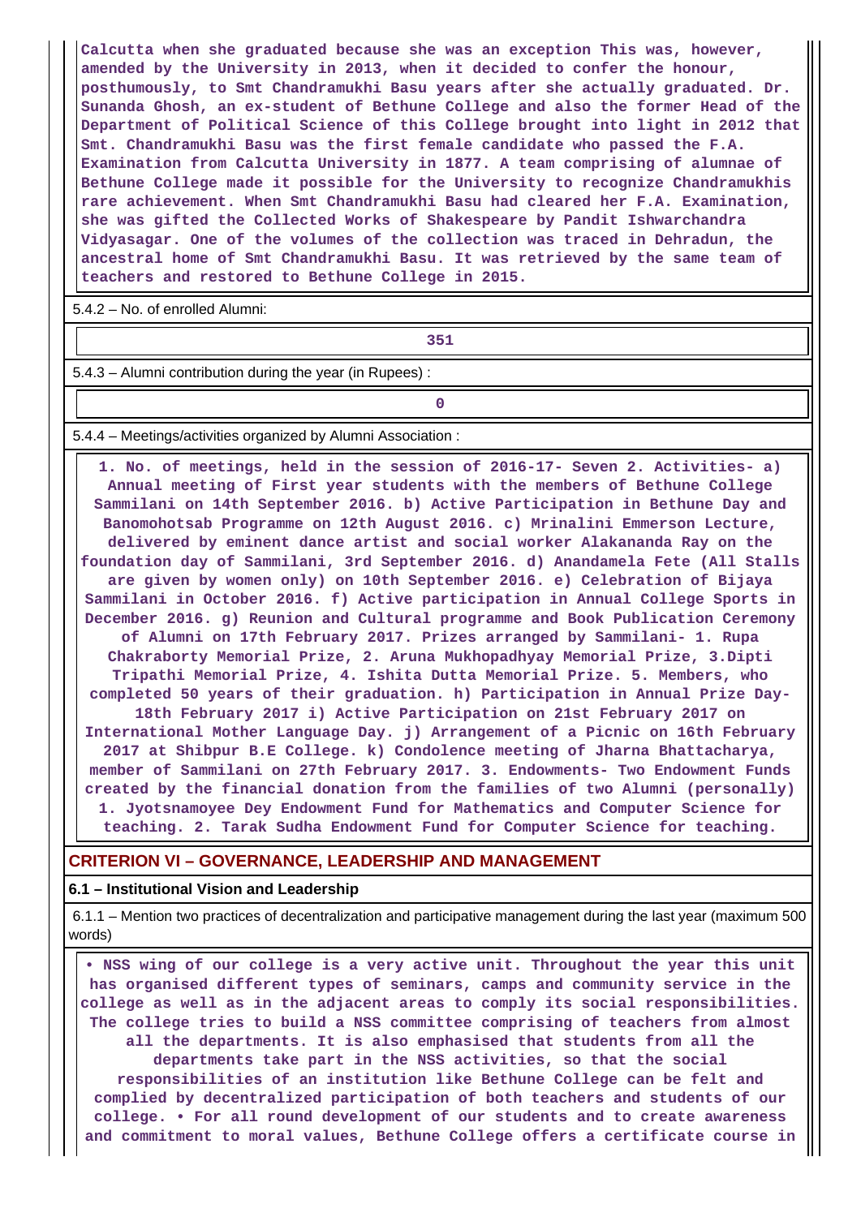Calcutta when she graduated because she was an exception This was, however, amended by the University in 2013, when it decided to confer the honour, posthumously, to Smt Chandramukhi Basu years after she actually graduated. Dr. Sunanda Ghosh, an ex-student of Bethune College and also the former Head of the Department of Political Science of this College brought into light in 2012 that Smt. Chandramukhi Basu was the first female candidate who passed the F.A. Examination from Calcutta University in 1877. A team comprising of alumnae of Bethune College made it possible for the University to recognize Chandramukhis rare achievement. When Smt Chandramukhi Basu had cleared her F.A. Examination, she was gifted the Collected Works of Shakespeare by Pandit Ishwarchandra Vidyasagar. One of the volumes of the collection was traced in Dehradun, the ancestral home of Smt Chandramukhi Basu. It was retrieved by the same team of teachers and restored to Bethune College in 2015.

5.4.2 – No. of enrolled Alumni:

351

5.4.3 – Alumni contribution during the year (in Rupees) :

0

5.4.4 – Meetings/activities organized by Alumni Association :

1. No. of meetings, held in the session of 2016-17- Seven 2. Activities- a) Annual meeting of First year students with the members of Bethune College Sammilani on 14th September 2016. b) Active Participation in Bethune Day and Banomohotsab Programme on 12th August 2016. c) Mrinalini Emmerson Lecture, delivered by eminent dance artist and social worker Alakananda Ray on the foundation day of Sammilani, 3rd September 2016. d) Anandamela Fete (All Stalls are given by women only) on 10th September 2016. e) Celebration of Bijaya Sammilani in October 2016. f) Active participation in Annual College Sports in December 2016. g) Reunion and Cultural programme and Book Publication Ceremony of Alumni on 17th February 2017. Prizes arranged by Sammilani- 1. Rupa Chakraborty Memorial Prize, 2. Aruna Mukhopadhyay Memorial Prize, 3.Dipti Tripathi Memorial Prize, 4. Ishita Dutta Memorial Prize. 5. Members, who completed 50 years of their graduation. h) Participation in Annual Prize Day- 18th February 2017 i) Active Participation on 21st February 2017 on International Mother Language Day. j) Arrangement of a Picnic on 16th February 2017 at Shibpur B.E College. k) Condolence meeting of Jharna Bhattacharya, member of Sammilani on 27th February 2017. 3. Endowments- Two Endowment Funds created by the financial donation from the families of two Alumni (personally) 1. Jyotsnamoyee Dey Endowment Fund for Mathematics and Computer Science for teaching. 2. Tarak Sudha Endowment Fund for Computer Science for teaching.

## CRITERION VI – GOVERNANCE, LEADERSHIP AND MANAGEMENT

### 6.1 – Institutional Vision and Leadership

6.1.1 – Mention two practices of decentralization and participative management during the last year (maximum 500 words)

• NSS wing of our college is a very active unit. Throughout the year this unit has organised different types of seminars, camps and community service in the college as well as in the adjacent areas to comply its social responsibilities. The college tries to build a NSS committee comprising of teachers from almost all the departments. It is also emphasised that students from all the departments take part in the NSS activities, so that the social responsibilities of an institution like Bethune College can be felt and complied by decentralized participation of both teachers and students of our college. • For all round development of our students and to create awareness and commitment to moral values, Bethune College offers a certificate course in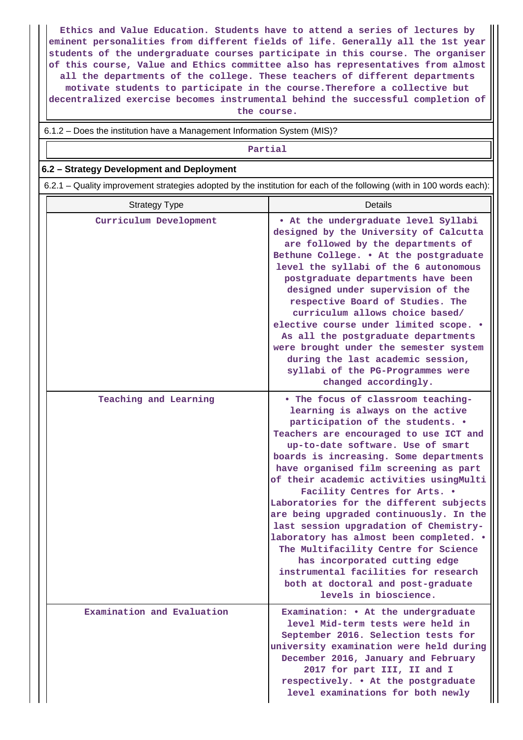Ethics and Value Education. Students have to attend a series of lectures by eminent personalities from different fields of life. Generally all the 1st year students of the undergraduate courses participate in this course. The organiser of this course, Value and Ethics committee also has representatives from almost all the departments of the college. These teachers of different departments motivate students to participate in the course.Therefore a collective but decentralized exercise becomes instrumental behind the successful completion of the course.

6.1.2 – Does the institution have a Management Information System (MIS)?

Partial

**6.2 – Strategy Development and Deployment**

6.2.1 – Quality improvement strategies adopted by the institution for each of the following (with in 100 words each):

| Strategy Type | Details |
|---|---|
| Curriculum Development | • At the undergraduate level Syllabi designed by the University of Calcutta are followed by the departments of Bethune College. • At the postgraduate level the syllabi of the 6 autonomous postgraduate departments have been designed under supervision of the respective Board of Studies. The curriculum allows choice based/ elective course under limited scope. • As all the postgraduate departments were brought under the semester system during the last academic session, syllabi of the PG-Programmes were changed accordingly. |
| Teaching and Learning | • The focus of classroom teaching-learning is always on the active participation of the students. • Teachers are encouraged to use ICT and up-to-date software. Use of smart boards is increasing. Some departments have organised film screening as part of their academic activities usingMulti Facility Centres for Arts. • Laboratories for the different subjects are being upgraded continuously. In the last session upgradation of Chemistry-laboratory has almost been completed. • The Multifacility Centre for Science has incorporated cutting edge instrumental facilities for research both at doctoral and post-graduate levels in bioscience. |
| Examination and Evaluation | Examination: • At the undergraduate level Mid-term tests were held in September 2016. Selection tests for university examination were held during December 2016, January and February 2017 for part III, II and I respectively. • At the postgraduate level examinations for both newly |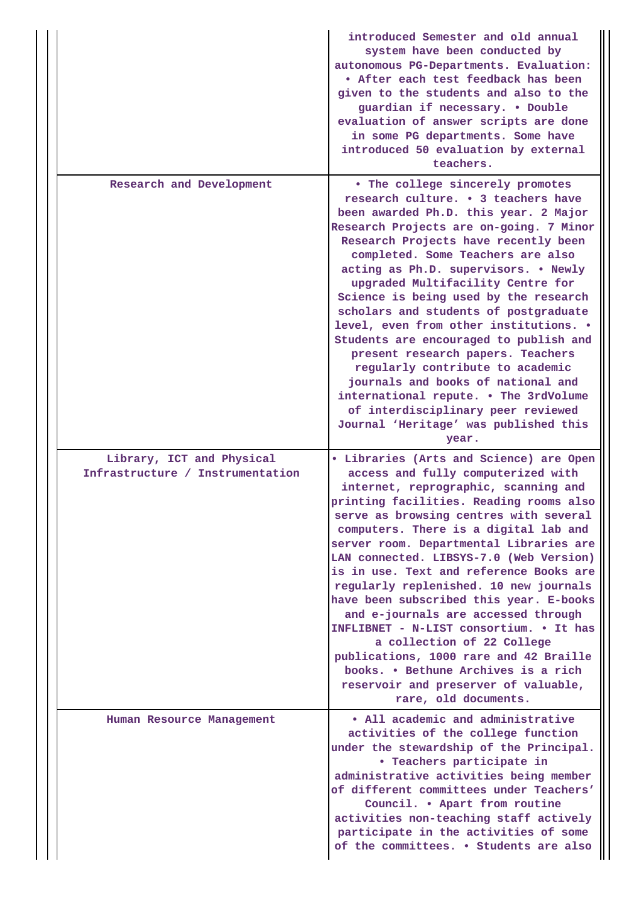| | |
|---|---|
| | introduced Semester and old annual system have been conducted by autonomous PG-Departments. Evaluation: • After each test feedback has been given to the students and also to the guardian if necessary. • Double evaluation of answer scripts are done in some PG departments. Some have introduced 50 evaluation by external teachers. |
| Research and Development | • The college sincerely promotes research culture. • 3 teachers have been awarded Ph.D. this year. 2 Major Research Projects are on-going. 7 Minor Research Projects have recently been completed. Some Teachers are also acting as Ph.D. supervisors. • Newly upgraded Multifacility Centre for Science is being used by the research scholars and students of postgraduate level, even from other institutions. • Students are encouraged to publish and present research papers. Teachers regularly contribute to academic journals and books of national and international repute. • The 3rdVolume of interdisciplinary peer reviewed Journal 'Heritage' was published this year. |
| Library, ICT and Physical Infrastructure / Instrumentation | • Libraries (Arts and Science) are Open access and fully computerized with internet, reprographic, scanning and printing facilities. Reading rooms also serve as browsing centres with several computers. There is a digital lab and server room. Departmental Libraries are LAN connected. LIBSYS-7.0 (Web Version) is in use. Text and reference Books are regularly replenished. 10 new journals have been subscribed this year. E-books and e-journals are accessed through INFLIBNET - N-LIST consortium. • It has a collection of 22 College publications, 1000 rare and 42 Braille books. • Bethune Archives is a rich reservoir and preserver of valuable, rare, old documents. |
| Human Resource Management | • All academic and administrative activities of the college function under the stewardship of the Principal. • Teachers participate in administrative activities being member of different committees under Teachers' Council. • Apart from routine activities non-teaching staff actively participate in the activities of some of the committees. • Students are also |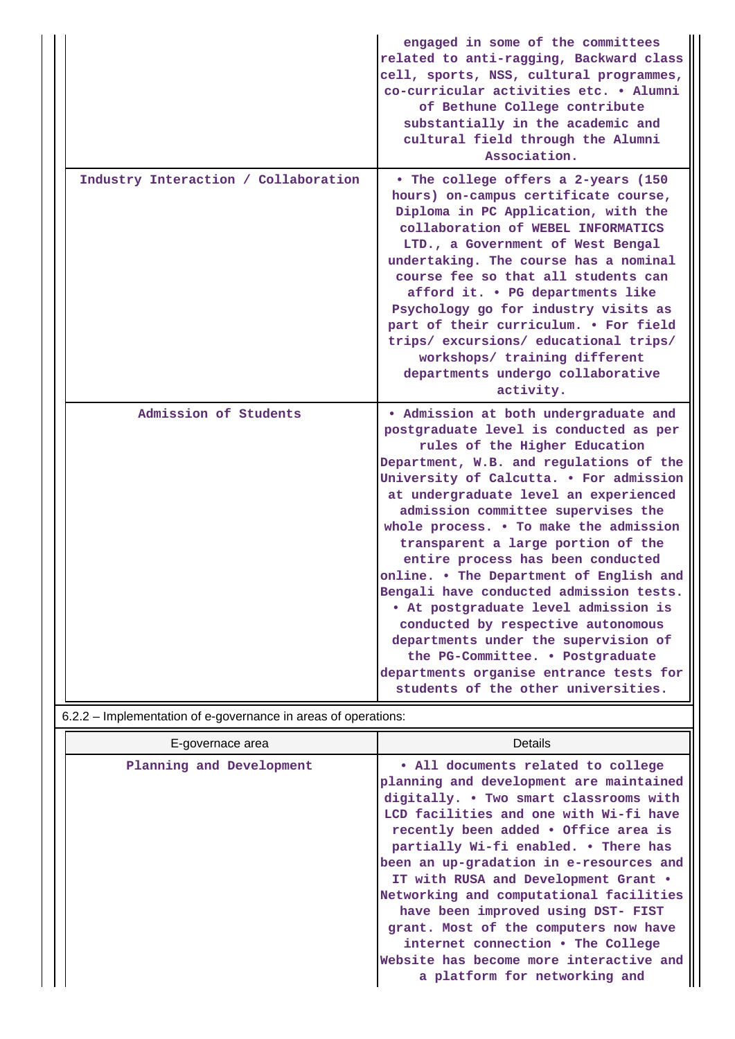| | |
|---|---|
| | engaged in some of the committees related to anti-ragging, Backward class cell, sports, NSS, cultural programmes, co-curricular activities etc. • Alumni of Bethune College contribute substantially in the academic and cultural field through the Alumni Association. |
| Industry Interaction / Collaboration | • The college offers a 2-years (150 hours) on-campus certificate course, Diploma in PC Application, with the collaboration of WEBEL INFORMATICS LTD., a Government of West Bengal undertaking. The course has a nominal course fee so that all students can afford it. • PG departments like Psychology go for industry visits as part of their curriculum. • For field trips/ excursions/ educational trips/ workshops/ training different departments undergo collaborative activity. |
| Admission of Students | • Admission at both undergraduate and postgraduate level is conducted as per rules of the Higher Education Department, W.B. and regulations of the University of Calcutta. • For admission at undergraduate level an experienced admission committee supervises the whole process. • To make the admission transparent a large portion of the entire process has been conducted online. • The Department of English and Bengali have conducted admission tests. • At postgraduate level admission is conducted by respective autonomous departments under the supervision of the PG-Committee. • Postgraduate departments organise entrance tests for students of the other universities. |

6.2.2 – Implementation of e-governance in areas of operations:

| E-governace area | Details |
|---|---|
| Planning and Development | • All documents related to college planning and development are maintained digitally. • Two smart classrooms with LCD facilities and one with Wi-fi have recently been added • Office area is partially Wi-fi enabled. • There has been an up-gradation in e-resources and IT with RUSA and Development Grant • Networking and computational facilities have been improved using DST- FIST grant. Most of the computers now have internet connection • The College Website has become more interactive and a platform for networking and |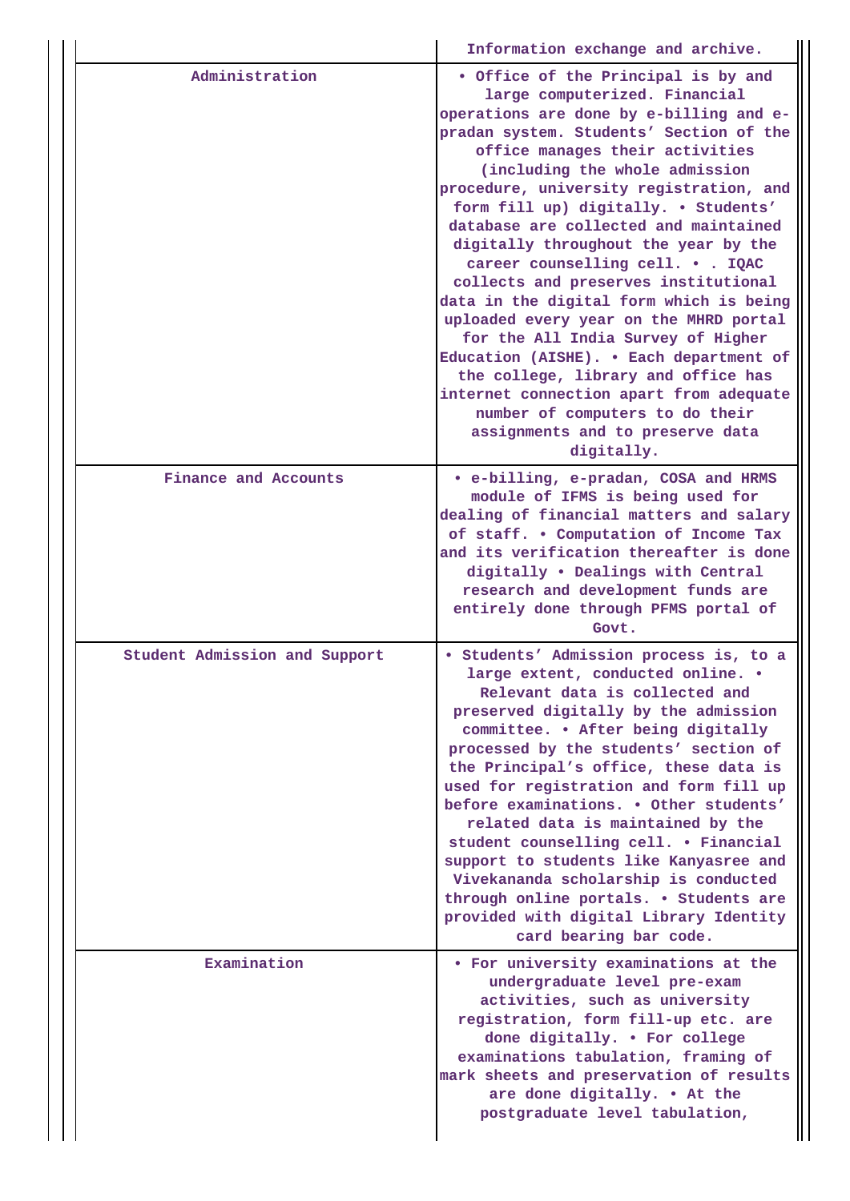| | |
|---|---|
| | Information exchange and archive. |
| Administration | • Office of the Principal is by and large computerized. Financial operations are done by e-billing and e-pradan system. Students' Section of the office manages their activities (including the whole admission procedure, university registration, and form fill up) digitally. • Students' database are collected and maintained digitally throughout the year by the career counselling cell. • . IQAC collects and preserves institutional data in the digital form which is being uploaded every year on the MHRD portal for the All India Survey of Higher Education (AISHE). • Each department of the college, library and office has internet connection apart from adequate number of computers to do their assignments and to preserve data digitally. |
| Finance and Accounts | • e-billing, e-pradan, COSA and HRMS module of IFMS is being used for dealing of financial matters and salary of staff. • Computation of Income Tax and its verification thereafter is done digitally • Dealings with Central research and development funds are entirely done through PFMS portal of Govt. |
| Student Admission and Support | • Students' Admission process is, to a large extent, conducted online. • Relevant data is collected and preserved digitally by the admission committee. • After being digitally processed by the students' section of the Principal's office, these data is used for registration and form fill up before examinations. • Other students' related data is maintained by the student counselling cell. • Financial support to students like Kanyasree and Vivekananda scholarship is conducted through online portals. • Students are provided with digital Library Identity card bearing bar code. |
| Examination | • For university examinations at the undergraduate level pre-exam activities, such as university registration, form fill-up etc. are done digitally. • For college examinations tabulation, framing of mark sheets and preservation of results are done digitally. • At the postgraduate level tabulation, |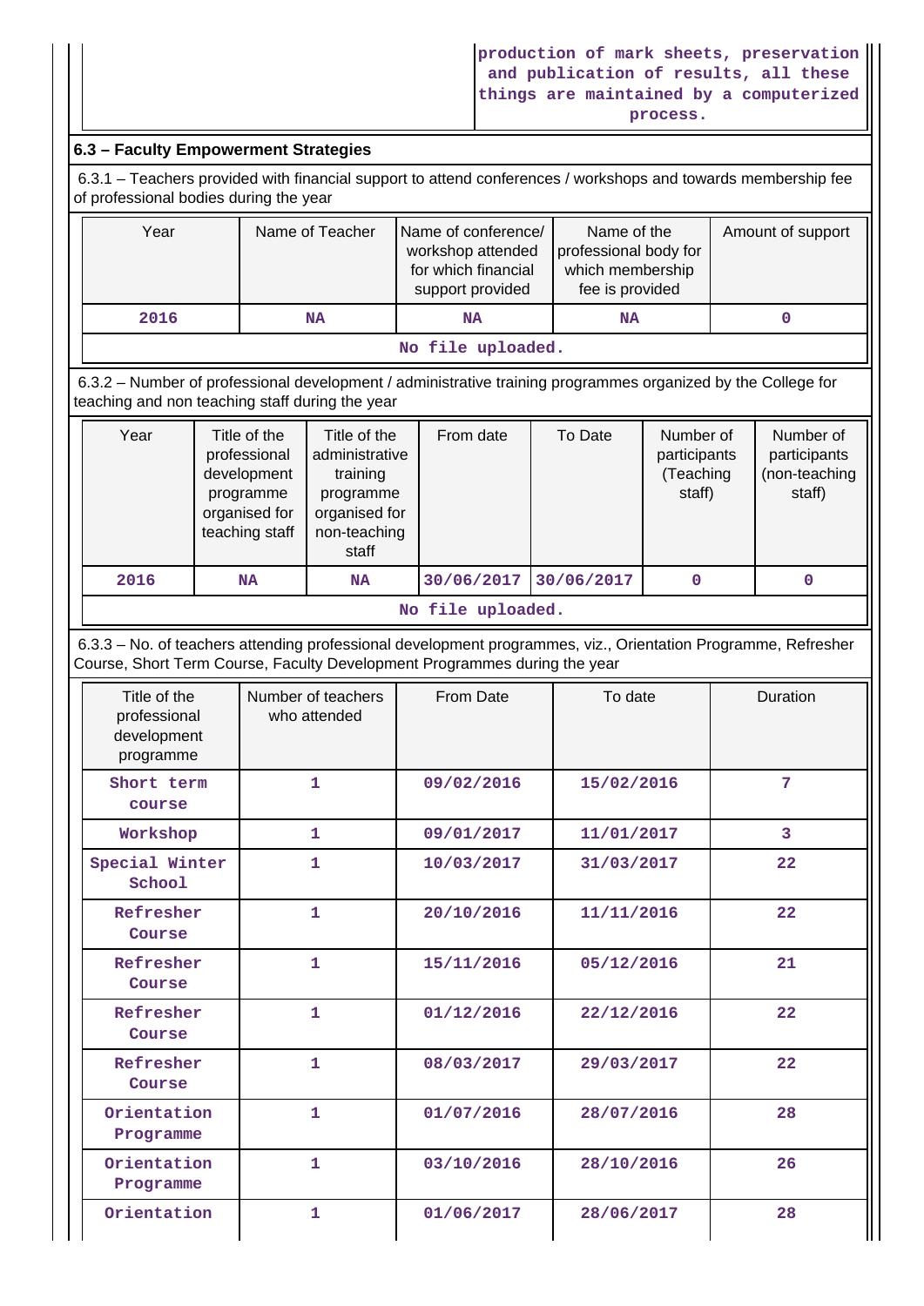| | production of mark sheets, preservation and publication of results, all these things are maintained by a computerized process. |
|---|---|

## 6.3 – Faculty Empowerment Strategies

6.3.1 – Teachers provided with financial support to attend conferences / workshops and towards membership fee of professional bodies during the year

| Year | Name of Teacher | Name of conference/ workshop attended for which financial support provided | Name of the professional body for which membership fee is provided | Amount of support |
|---|---|---|---|---|
| 2016 | NA | NA | NA | 0 |
| No file uploaded. | | | | |

6.3.2 – Number of professional development / administrative training programmes organized by the College for teaching and non teaching staff during the year

| Year | Title of the professional development programme organised for teaching staff | Title of the administrative training programme organised for non-teaching staff | From date | To Date | Number of participants (Teaching staff) | Number of participants (non-teaching staff) |
|---|---|---|---|---|---|---|
| 2016 | NA | NA | 30/06/2017 | 30/06/2017 | 0 | 0 |
| No file uploaded. | | | | | | |

6.3.3 – No. of teachers attending professional development programmes, viz., Orientation Programme, Refresher Course, Short Term Course, Faculty Development Programmes during the year

| Title of the professional development programme | Number of teachers who attended | From Date | To date | Duration |
|---|---|---|---|---|
| Short term course | 1 | 09/02/2016 | 15/02/2016 | 7 |
| Workshop | 1 | 09/01/2017 | 11/01/2017 | 3 |
| Special Winter School | 1 | 10/03/2017 | 31/03/2017 | 22 |
| Refresher Course | 1 | 20/10/2016 | 11/11/2016 | 22 |
| Refresher Course | 1 | 15/11/2016 | 05/12/2016 | 21 |
| Refresher Course | 1 | 01/12/2016 | 22/12/2016 | 22 |
| Refresher Course | 1 | 08/03/2017 | 29/03/2017 | 22 |
| Orientation Programme | 1 | 01/07/2016 | 28/07/2016 | 28 |
| Orientation Programme | 1 | 03/10/2016 | 28/10/2016 | 26 |
| Orientation | 1 | 01/06/2017 | 28/06/2017 | 28 |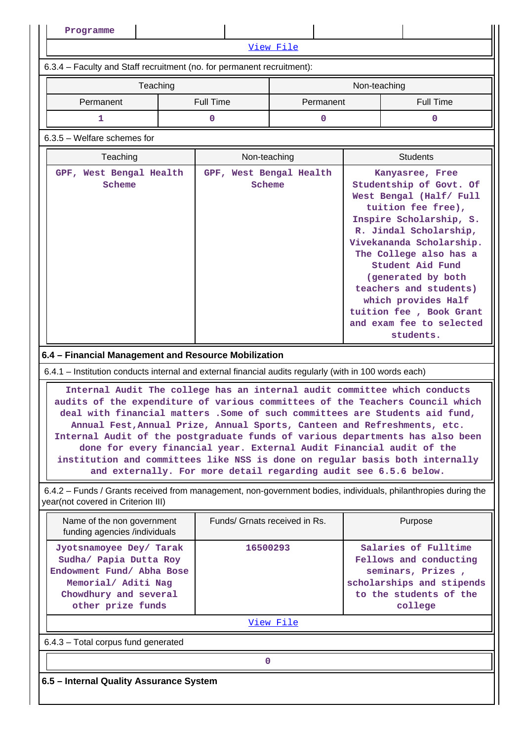| Programme | | | | |
|---|---|---|---|---|

View File

6.3.4 – Faculty and Staff recruitment (no. for permanent recruitment):

| Teaching | | Non-teaching | |
|---|---|---|---|
| Permanent | Full Time | Permanent | Full Time |
| 1 | 0 | 0 | 0 |

6.3.5 – Welfare schemes for

| Teaching | Non-teaching | Students |
|---|---|---|
| GPF, West Bengal Health Scheme | GPF, West Bengal Health Scheme | Kanyasree, Free Studentship of Govt. Of West Bengal (Half/ Full tuition fee free), Inspire Scholarship, S. R. Jindal Scholarship, Vivekananda Scholarship. The College also has a Student Aid Fund (generated by both teachers and students) which provides Half tuition fee , Book Grant and exam fee to selected students. |

**6.4 – Financial Management and Resource Mobilization**

6.4.1 – Institution conducts internal and external financial audits regularly (with in 100 words each)

Internal Audit The college has an internal audit committee which conducts audits of the expenditure of various committees of the Teachers Council which deal with financial matters .Some of such committees are Students aid fund, Annual Fest,Annual Prize, Annual Sports, Canteen and Refreshments, etc. Internal Audit of the postgraduate funds of various departments has also been done for every financial year. External Audit Financial audit of the institution and committees like NSS is done on regular basis both internally and externally. For more detail regarding audit see 6.5.6 below.

6.4.2 – Funds / Grants received from management, non-government bodies, individuals, philanthropies during the year(not covered in Criterion III)

| Name of the non government funding agencies /individuals | Funds/ Grnats received in Rs. | Purpose |
|---|---|---|
| Jyotsnamoyee Dey/ Tarak Sudha/ Papia Dutta Roy Endowment Fund/ Abha Bose Memorial/ Aditi Nag Chowdhury and several other prize funds | 16500293 | Salaries of Fulltime Fellows and conducting seminars, Prizes , scholarships and stipends to the students of the college |

View File

6.4.3 – Total corpus fund generated

| 0 |
|---|

**6.5 – Internal Quality Assurance System**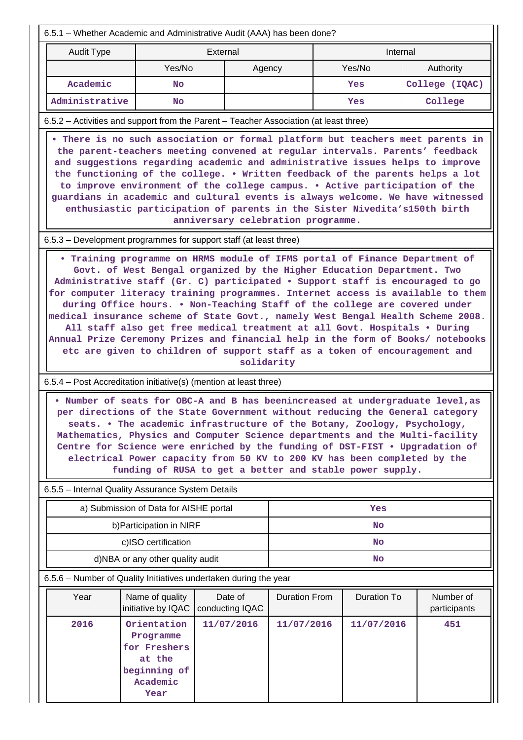6.5.1 – Whether Academic and Administrative Audit (AAA) has been done?

| Audit Type | External | | Internal | |
|---|---|---|---|---|
| | Yes/No | Agency | Yes/No | Authority |
| Academic | No | | Yes | College (IQAC) |
| Administrative | No | | Yes | College |

6.5.2 – Activities and support from the Parent – Teacher Association (at least three)

• There is no such association or formal platform but teachers meet parents in the parent-teachers meeting convened at regular intervals. Parents' feedback and suggestions regarding academic and administrative issues helps to improve the functioning of the college. • Written feedback of the parents helps a lot to improve environment of the college campus. • Active participation of the guardians in academic and cultural events is always welcome. We have witnessed enthusiastic participation of parents in the Sister Nivedita's150th birth anniversary celebration programme.

6.5.3 – Development programmes for support staff (at least three)

• Training programme on HRMS module of IFMS portal of Finance Department of Govt. of West Bengal organized by the Higher Education Department. Two Administrative staff (Gr. C) participated • Support staff is encouraged to go for computer literacy training programmes. Internet access is available to them during Office hours. • Non-Teaching Staff of the college are covered under medical insurance scheme of State Govt., namely West Bengal Health Scheme 2008. All staff also get free medical treatment at all Govt. Hospitals • During Annual Prize Ceremony Prizes and financial help in the form of Books/ notebooks etc are given to children of support staff as a token of encouragement and solidarity

6.5.4 – Post Accreditation initiative(s) (mention at least three)

• Number of seats for OBC-A and B has beenincreased at undergraduate level,as per directions of the State Government without reducing the General category seats. • The academic infrastructure of the Botany, Zoology, Psychology, Mathematics, Physics and Computer Science departments and the Multi-facility Centre for Science were enriched by the funding of DST-FIST • Upgradation of electrical Power capacity from 50 KV to 200 KV has been completed by the funding of RUSA to get a better and stable power supply.

6.5.5 – Internal Quality Assurance System Details

| a) Submission of Data for AISHE portal | Yes |
|---|---|
| b)Participation in NIRF | No |
| c)ISO certification | No |
| d)NBA or any other quality audit | No |

6.5.6 – Number of Quality Initiatives undertaken during the year

| Year | Name of quality initiative by IQAC | Date of conducting IQAC | Duration From | Duration To | Number of participants |
|---|---|---|---|---|---|
| 2016 | Orientation Programme for Freshers at the beginning of Academic Year | 11/07/2016 | 11/07/2016 | 11/07/2016 | 451 |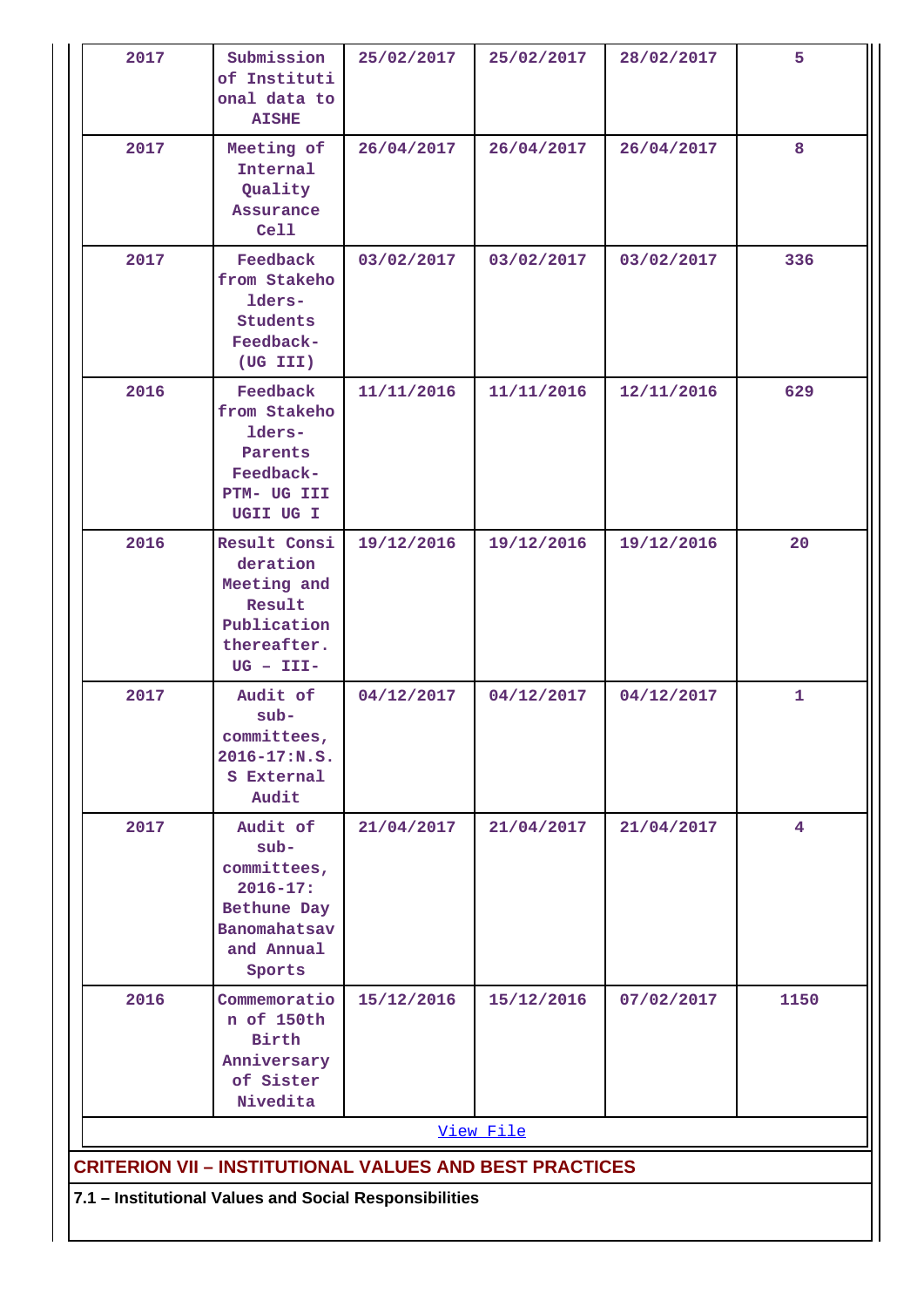| 2017 | Submission of Institutional data to AISHE | 25/02/2017 | 25/02/2017 | 28/02/2017 | 5 |
|---|---|---|---|---|---|
| 2017 | Meeting of Internal Quality Assurance Cell | 26/04/2017 | 26/04/2017 | 26/04/2017 | 8 |
| 2017 | Feedback from Stakeholders- Students Feedback- (UG III) | 03/02/2017 | 03/02/2017 | 03/02/2017 | 336 |
| 2016 | Feedback from Stakeholders- Parents Feedback- PTM- UG III UGII UG I | 11/11/2016 | 11/11/2016 | 12/11/2016 | 629 |
| 2016 | Result Consideration Meeting and Result Publication thereafter. UG – III- | 19/12/2016 | 19/12/2016 | 19/12/2016 | 20 |
| 2017 | Audit of sub-committees, 2016-17:N.S.S External Audit | 04/12/2017 | 04/12/2017 | 04/12/2017 | 1 |
| 2017 | Audit of sub-committees, 2016-17: Bethune Day Banomahatsav and Annual Sports | 21/04/2017 | 21/04/2017 | 21/04/2017 | 4 |
| 2016 | Commemoration of 150th Birth Anniversary of Sister Nivedita | 15/12/2016 | 15/12/2016 | 07/02/2017 | 1150 |

View File

## CRITERION VII – INSTITUTIONAL VALUES AND BEST PRACTICES

**7.1 – Institutional Values and Social Responsibilities**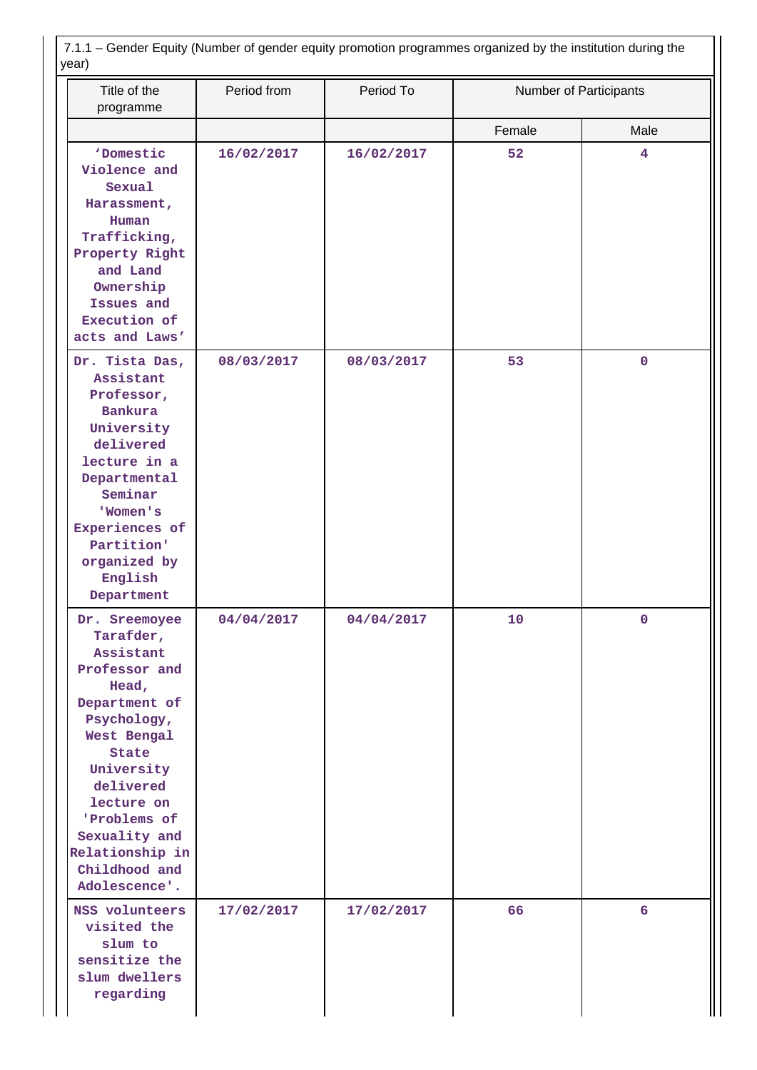7.1.1 – Gender Equity (Number of gender equity promotion programmes organized by the institution during the year)

| Title of the programme | Period from | Period To | Number of Participants | |
|---|---|---|---|---|
| | | | Female | Male |
| 'Domestic Violence and Sexual Harassment, Human Trafficking, Property Right and Land Ownership Issues and Execution of acts and Laws' | 16/02/2017 | 16/02/2017 | 52 | 4 |
| Dr. Tista Das, Assistant Professor, Bankura University delivered lecture in a Departmental Seminar 'Women's Experiences of Partition' organized by English Department | 08/03/2017 | 08/03/2017 | 53 | 0 |
| Dr. Sreemoyee Tarafder, Assistant Professor and Head, Department of Psychology, West Bengal State University delivered lecture on 'Problems of Sexuality and Relationship in Childhood and Adolescence'. | 04/04/2017 | 04/04/2017 | 10 | 0 |
| NSS volunteers visited the slum to sensitize the slum dwellers regarding | 17/02/2017 | 17/02/2017 | 66 | 6 |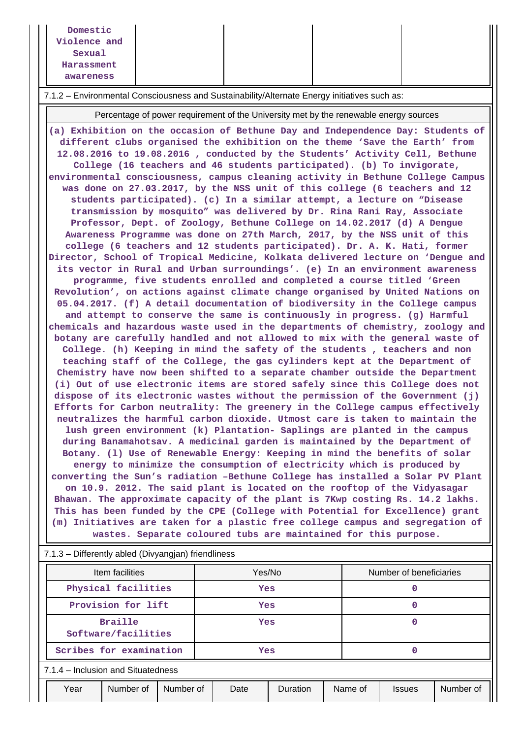| Domestic Violence and Sexual Harassment awareness | | | | |
|---|---|---|---|---|

7.1.2 – Environmental Consciousness and Sustainability/Alternate Energy initiatives such as:

| Percentage of power requirement of the University met by the renewable energy sources |
|---|
| (a) Exhibition on the occasion of Bethune Day and Independence Day: Students of different clubs organised the exhibition on the theme 'Save the Earth' from 12.08.2016 to 19.08.2016 , conducted by the Students' Activity Cell, Bethune College (16 teachers and 46 students participated). (b) To invigorate, environmental consciousness, campus cleaning activity in Bethune College Campus was done on 27.03.2017, by the NSS unit of this college (6 teachers and 12 students participated). (c) In a similar attempt, a lecture on "Disease transmission by mosquito" was delivered by Dr. Rina Rani Ray, Associate Professor, Dept. of Zoology, Bethune College on 14.02.2017 (d) A Dengue Awareness Programme was done on 27th March, 2017, by the NSS unit of this college (6 teachers and 12 students participated). Dr. A. K. Hati, former Director, School of Tropical Medicine, Kolkata delivered lecture on 'Dengue and its vector in Rural and Urban surroundings'. (e) In an environment awareness programme, five students enrolled and completed a course titled 'Green Revolution', on actions against climate change organised by United Nations on 05.04.2017. (f) A detail documentation of biodiversity in the College campus and attempt to conserve the same is continuously in progress. (g) Harmful chemicals and hazardous waste used in the departments of chemistry, zoology and botany are carefully handled and not allowed to mix with the general waste of College. (h) Keeping in mind the safety of the students , teachers and non teaching staff of the College, the gas cylinders kept at the Department of Chemistry have now been shifted to a separate chamber outside the Department (i) Out of use electronic items are stored safely since this College does not dispose of its electronic wastes without the permission of the Government (j) Efforts for Carbon neutrality: The greenery in the College campus effectively neutralizes the harmful carbon dioxide. Utmost care is taken to maintain the lush green environment (k) Plantation- Saplings are planted in the campus during Banamahotsav. A medicinal garden is maintained by the Department of Botany. (l) Use of Renewable Energy: Keeping in mind the benefits of solar energy to minimize the consumption of electricity which is produced by converting the Sun's radiation –Bethune College has installed a Solar PV Plant on 10.9. 2012. The said plant is located on the rooftop of the Vidyasagar Bhawan. The approximate capacity of the plant is 7Kwp costing Rs. 14.2 lakhs. This has been funded by the CPE (College with Potential for Excellence) grant (m) Initiatives are taken for a plastic free college campus and segregation of wastes. Separate coloured tubs are maintained for this purpose. |

7.1.3 – Differently abled (Divyangjan) friendliness

| Item facilities | Yes/No | Number of beneficiaries |
|---|---|---|
| Physical facilities | Yes | 0 |
| Provision for lift | Yes | 0 |
| Braille Software/facilities | Yes | 0 |
| Scribes for examination | Yes | 0 |

7.1.4 – Inclusion and Situatedness

| Year | Number of | Number of | Date | Duration | Name of | Issues | Number of |
|---|---|---|---|---|---|---|---|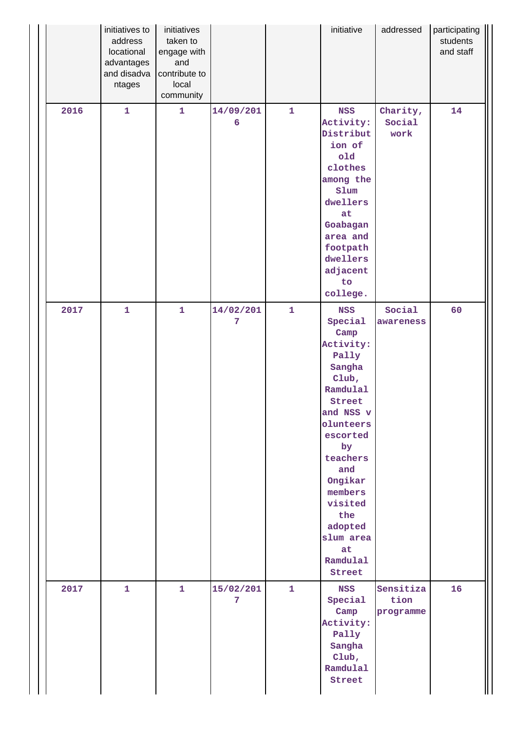| Year | Number of initiatives to address locational advantages and disadvantages | Number of initiatives taken to engage with and contribute to local community | Date | Duration | Name of initiative | Issues addressed | Number of participating students and staff |
|---|---|---|---|---|---|---|---|
| 2016 | 1 | 1 | 14/09/2016 | 1 | NSS Activity: Distribution of old clothes among the Slum dwellers at Goabagan area and footpath dwellers adjacent to college. | Charity, Social work | 14 |
| 2017 | 1 | 1 | 14/02/2017 | 1 | NSS Special Camp Activity: Pally Sangha Club, Ramdulal Street and NSS volunteers escorted by teachers and Ongikar members visited the adopted slum area at Ramdulal Street | Social awareness | 60 |
| 2017 | 1 | 1 | 15/02/2017 | 1 | NSS Special Camp Activity: Pally Sangha Club, Ramdulal Street | Sensitization programme | 16 |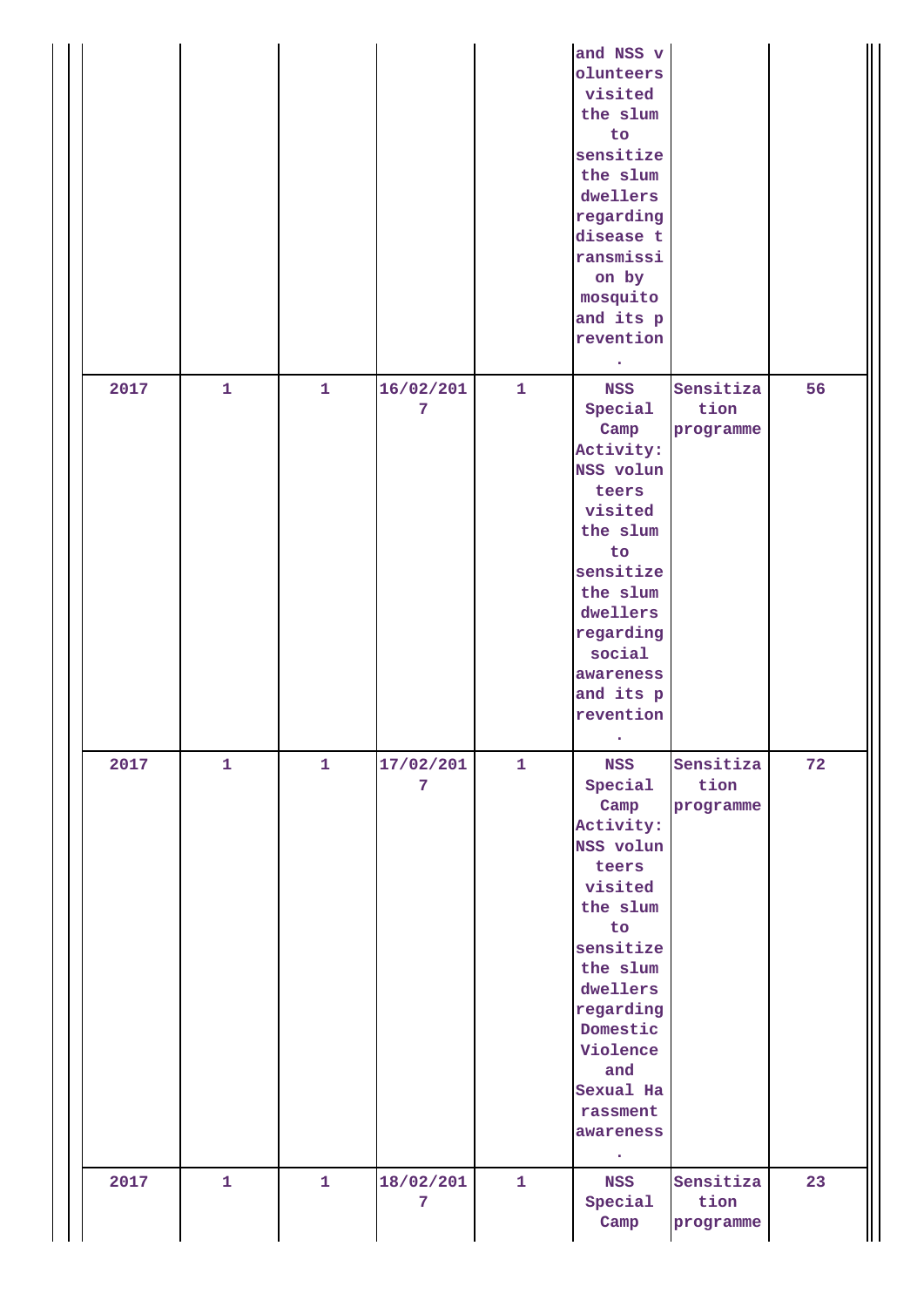| | | | | | | | |
|---|---|---|---|---|---|---|---|
| | | | | | and NSS volunteers visited the slum to sensitize the slum dwellers regarding disease transmission by mosquito and its prevention. | | |
| 2017 | 1 | 1 | 16/02/2017 | 1 | NSS Special Camp Activity: NSS volunteers visited the slum to sensitize the slum dwellers regarding social awareness and its prevention. | Sensitization programme | 56 |
| 2017 | 1 | 1 | 17/02/2017 | 1 | NSS Special Camp Activity: NSS volunteers visited the slum to sensitize the slum dwellers regarding Domestic Violence and Sexual Harassment awareness. | Sensitization programme | 72 |
| 2017 | 1 | 1 | 18/02/2017 | 1 | NSS Special Camp | Sensitization programme | 23 |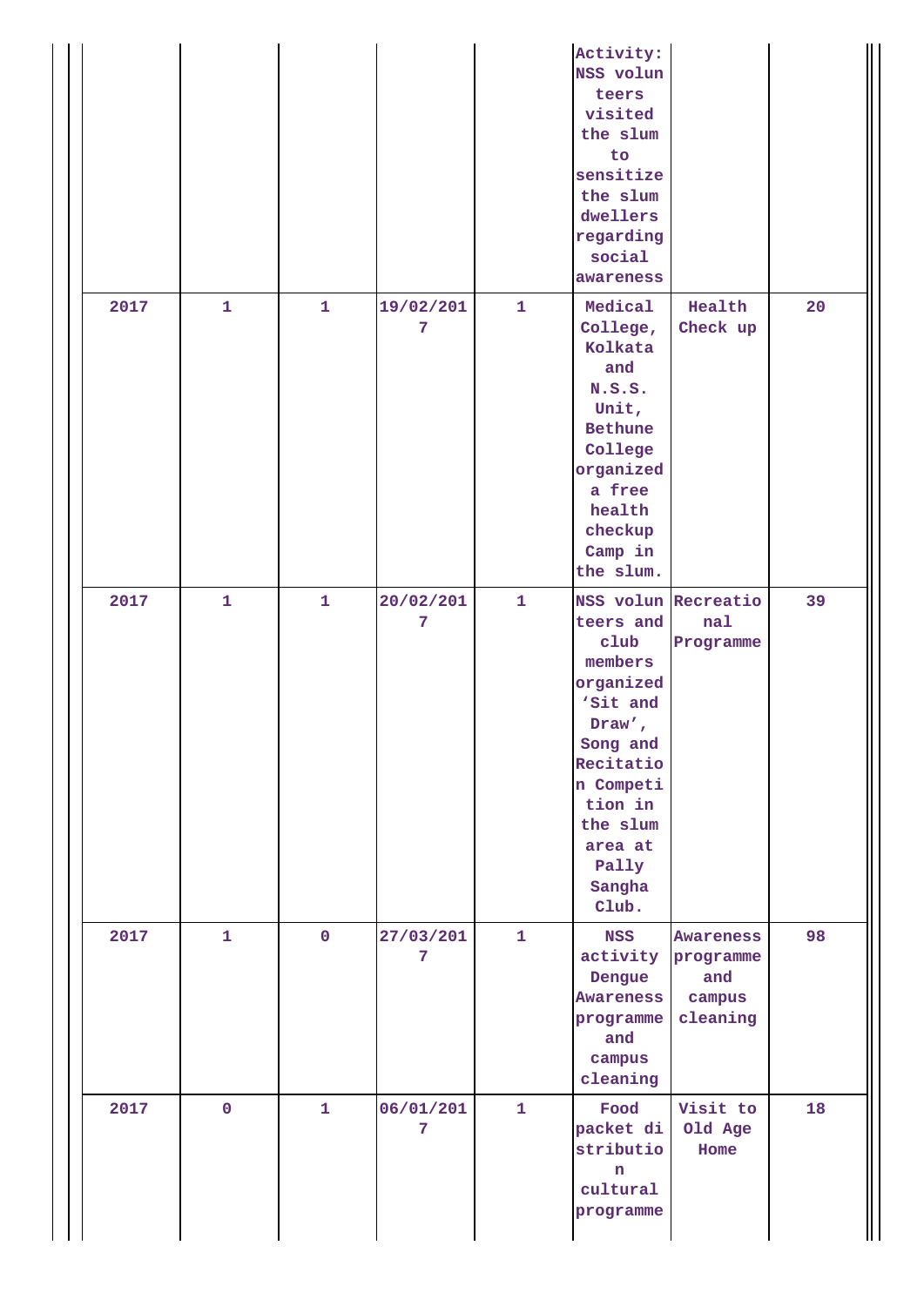| | | | | | | | |
|---|---|---|---|---|---|---|---|
| | | | | | Activity: NSS volunteers visited the slum to sensitize the slum dwellers regarding social awareness | | |
| 2017 | 1 | 1 | 19/02/2017 | 1 | Medical College, Kolkata and N.S.S. Unit, Bethune College organized a free health checkup Camp in the slum. | Health Check up | 20 |
| 2017 | 1 | 1 | 20/02/2017 | 1 | NSS volunteers and club members organized 'Sit and Draw', Song and Recitation Competition in the slum area at Pally Sangha Club. | Recreational Programme | 39 |
| 2017 | 1 | 0 | 27/03/2017 | 1 | NSS activity Dengue Awareness programme and campus cleaning | Awareness programme and campus cleaning | 98 |
| 2017 | 0 | 1 | 06/01/2017 | 1 | Food packet distribution cultural programme | Visit to Old Age Home | 18 |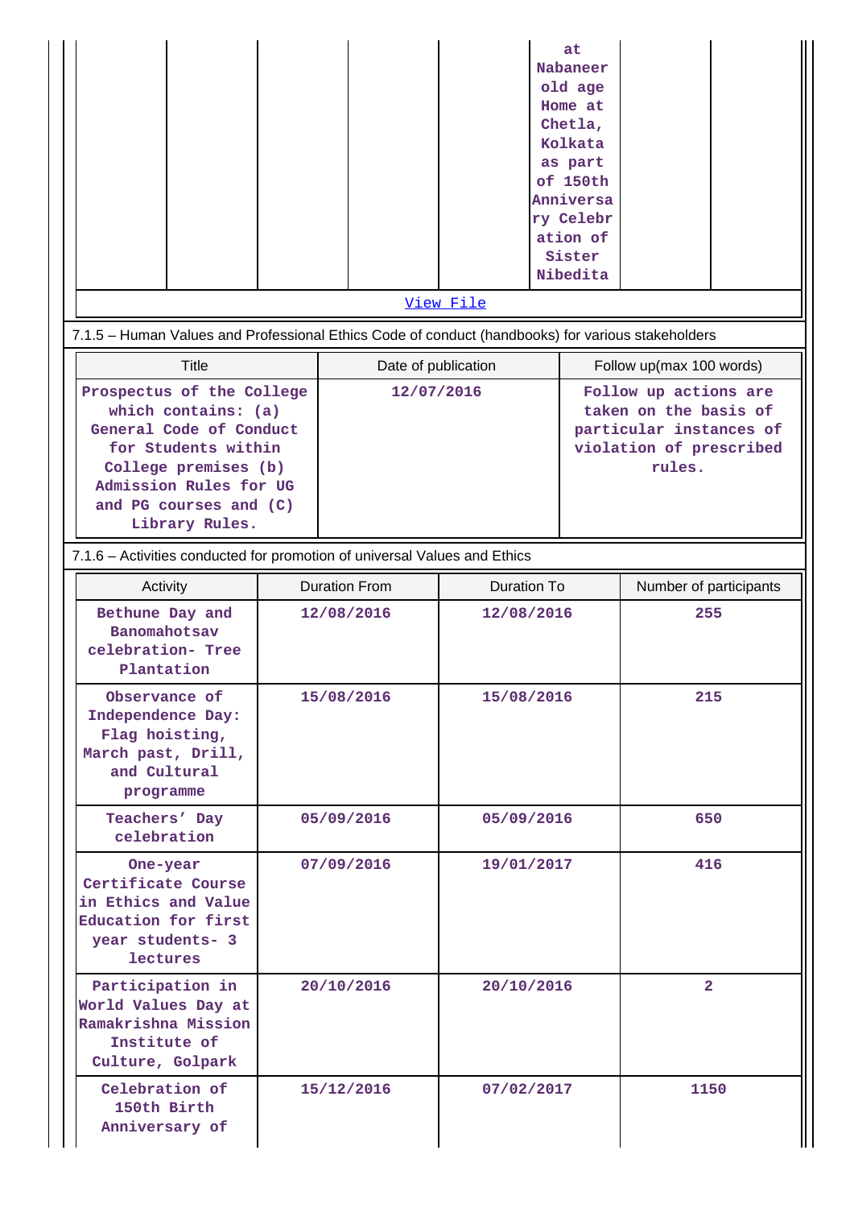| | | | | | at Nabaneer old age Home at Chetla, Kolkata as part of 150th Anniversary Celebration of Sister Nibedita | | |
|---|---|---|---|---|---|---|---|

[View File]

7.1.5 – Human Values and Professional Ethics Code of conduct (handbooks) for various stakeholders

| Title | Date of publication | Follow up(max 100 words) |
|---|---|---|
| Prospectus of the College which contains: (a) General Code of Conduct for Students within College premises (b) Admission Rules for UG and PG courses and (C) Library Rules. | 12/07/2016 | Follow up actions are taken on the basis of particular instances of violation of prescribed rules. |

7.1.6 – Activities conducted for promotion of universal Values and Ethics

| Activity | Duration From | Duration To | Number of participants |
|---|---|---|---|
| Bethune Day and Banomahotsav celebration- Tree Plantation | 12/08/2016 | 12/08/2016 | 255 |
| Observance of Independence Day: Flag hoisting, March past, Drill, and Cultural programme | 15/08/2016 | 15/08/2016 | 215 |
| Teachers' Day celebration | 05/09/2016 | 05/09/2016 | 650 |
| One-year Certificate Course in Ethics and Value Education for first year students- 3 lectures | 07/09/2016 | 19/01/2017 | 416 |
| Participation in World Values Day at Ramakrishna Mission Institute of Culture, Golpark | 20/10/2016 | 20/10/2016 | 2 |
| Celebration of 150th Birth Anniversary of | 15/12/2016 | 07/02/2017 | 1150 |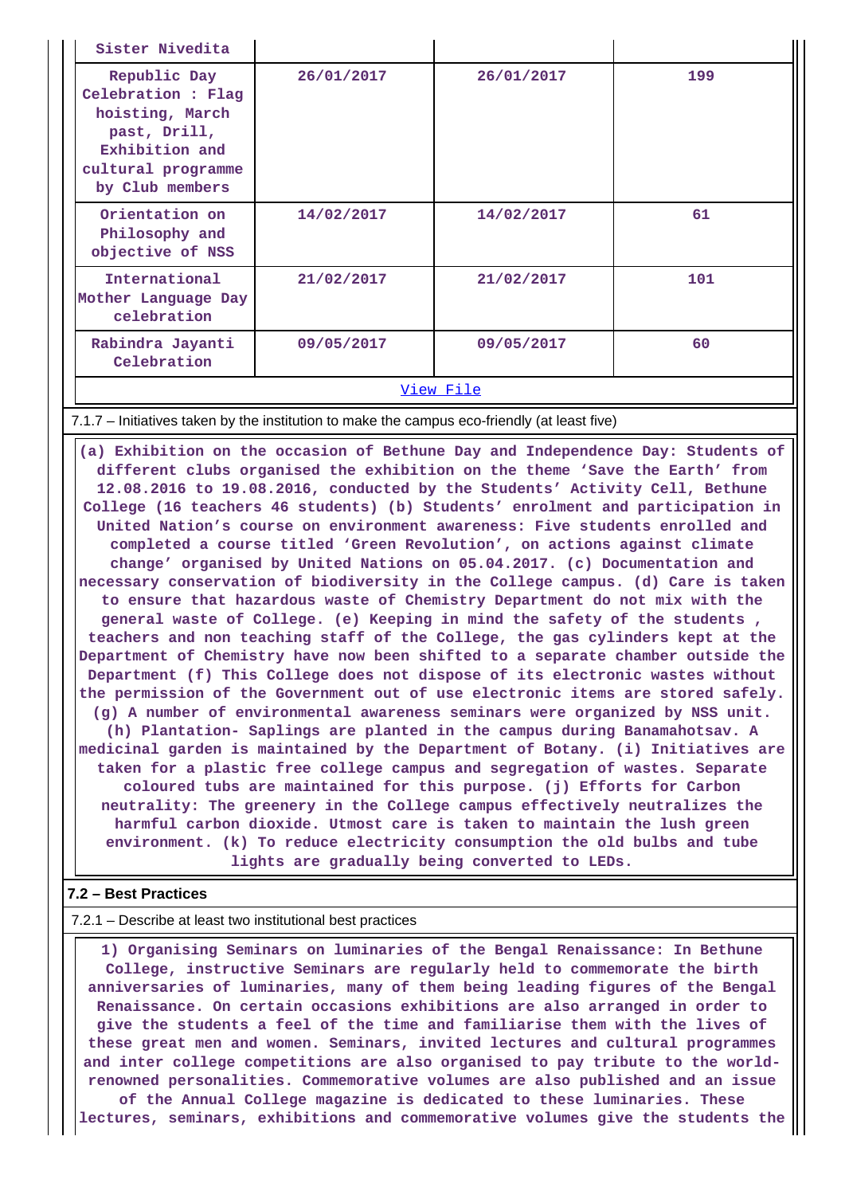| Sister Nivedita | | | |
|---|---|---|---|
| Republic Day Celebration : Flag hoisting, March past, Drill, Exhibition and cultural programme by Club members | 26/01/2017 | 26/01/2017 | 199 |
| Orientation on Philosophy and objective of NSS | 14/02/2017 | 14/02/2017 | 61 |
| International Mother Language Day celebration | 21/02/2017 | 21/02/2017 | 101 |
| Rabindra Jayanti Celebration | 09/05/2017 | 09/05/2017 | 60 |

View File

7.1.7 – Initiatives taken by the institution to make the campus eco-friendly (at least five)

(a) Exhibition on the occasion of Bethune Day and Independence Day: Students of different clubs organised the exhibition on the theme 'Save the Earth' from 12.08.2016 to 19.08.2016, conducted by the Students' Activity Cell, Bethune College (16 teachers 46 students) (b) Students' enrolment and participation in United Nation's course on environment awareness: Five students enrolled and completed a course titled 'Green Revolution', on actions against climate change' organised by United Nations on 05.04.2017. (c) Documentation and necessary conservation of biodiversity in the College campus. (d) Care is taken to ensure that hazardous waste of Chemistry Department do not mix with the general waste of College. (e) Keeping in mind the safety of the students , teachers and non teaching staff of the College, the gas cylinders kept at the Department of Chemistry have now been shifted to a separate chamber outside the Department (f) This College does not dispose of its electronic wastes without the permission of the Government out of use electronic items are stored safely. (g) A number of environmental awareness seminars were organized by NSS unit. (h) Plantation- Saplings are planted in the campus during Banamahotsav. A medicinal garden is maintained by the Department of Botany. (i) Initiatives are taken for a plastic free college campus and segregation of wastes. Separate coloured tubs are maintained for this purpose. (j) Efforts for Carbon neutrality: The greenery in the College campus effectively neutralizes the harmful carbon dioxide. Utmost care is taken to maintain the lush green environment. (k) To reduce electricity consumption the old bulbs and tube lights are gradually being converted to LEDs.

**7.2 – Best Practices**

7.2.1 – Describe at least two institutional best practices

1) Organising Seminars on luminaries of the Bengal Renaissance: In Bethune College, instructive Seminars are regularly held to commemorate the birth anniversaries of luminaries, many of them being leading figures of the Bengal Renaissance. On certain occasions exhibitions are also arranged in order to give the students a feel of the time and familiarise them with the lives of these great men and women. Seminars, invited lectures and cultural programmes and inter college competitions are also organised to pay tribute to the world-renowned personalities. Commemorative volumes are also published and an issue of the Annual College magazine is dedicated to these luminaries. These lectures, seminars, exhibitions and commemorative volumes give the students the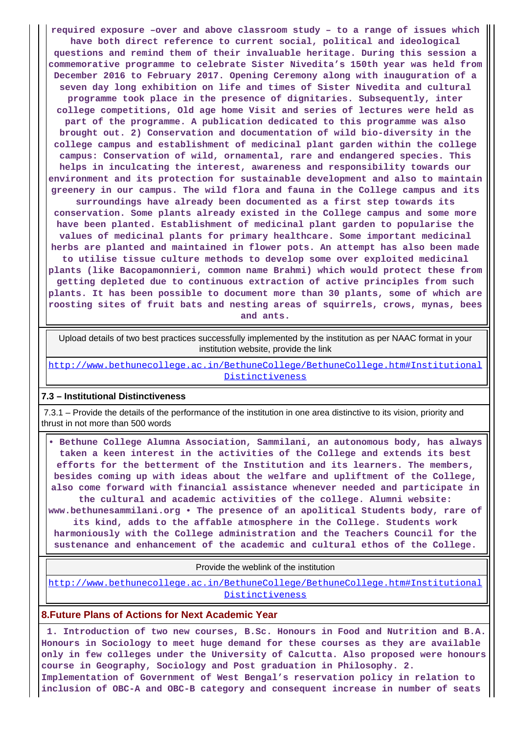required exposure –over and above classroom study – to a range of issues which have both direct reference to current social, political and ideological questions and remind them of their invaluable heritage. During this session a commemorative programme to celebrate Sister Nivedita's 150th year was held from December 2016 to February 2017. Opening Ceremony along with inauguration of a seven day long exhibition on life and times of Sister Nivedita and cultural programme took place in the presence of dignitaries. Subsequently, inter college competitions, Old age home Visit and series of lectures were held as part of the programme. A publication dedicated to this programme was also brought out. 2) Conservation and documentation of wild bio-diversity in the college campus and establishment of medicinal plant garden within the college campus: Conservation of wild, ornamental, rare and endangered species. This helps in inculcating the interest, awareness and responsibility towards our environment and its protection for sustainable development and also to maintain greenery in our campus. The wild flora and fauna in the College campus and its surroundings have already been documented as a first step towards its conservation. Some plants already existed in the College campus and some more have been planted. Establishment of medicinal plant garden to popularise the values of medicinal plants for primary healthcare. Some important medicinal herbs are planted and maintained in flower pots. An attempt has also been made to utilise tissue culture methods to develop some over exploited medicinal plants (like Bacopamonnieri, common name Brahmi) which would protect these from getting depleted due to continuous extraction of active principles from such plants. It has been possible to document more than 30 plants, some of which are roosting sites of fruit bats and nesting areas of squirrels, crows, mynas, bees and ants.

Upload details of two best practices successfully implemented by the institution as per NAAC format in your institution website, provide the link

http://www.bethunecollege.ac.in/BethuneCollege/BethuneCollege.htm#Institutional Distinctiveness

**7.3 – Institutional Distinctiveness**

7.3.1 – Provide the details of the performance of the institution in one area distinctive to its vision, priority and thrust in not more than 500 words

• Bethune College Alumna Association, Sammilani, an autonomous body, has always taken a keen interest in the activities of the College and extends its best efforts for the betterment of the Institution and its learners. The members, besides coming up with ideas about the welfare and upliftment of the College, also come forward with financial assistance whenever needed and participate in the cultural and academic activities of the college. Alumni website: www.bethunesammilani.org • The presence of an apolitical Students body, rare of its kind, adds to the affable atmosphere in the College. Students work harmoniously with the College administration and the Teachers Council for the sustenance and enhancement of the academic and cultural ethos of the College.

Provide the weblink of the institution

http://www.bethunecollege.ac.in/BethuneCollege/BethuneCollege.htm#Institutional Distinctiveness

## 8.Future Plans of Actions for Next Academic Year

1. Introduction of two new courses, B.Sc. Honours in Food and Nutrition and B.A. Honours in Sociology to meet huge demand for these courses as they are available only in few colleges under the University of Calcutta. Also proposed were honours course in Geography, Sociology and Post graduation in Philosophy. 2. Implementation of Government of West Bengal's reservation policy in relation to inclusion of OBC-A and OBC-B category and consequent increase in number of seats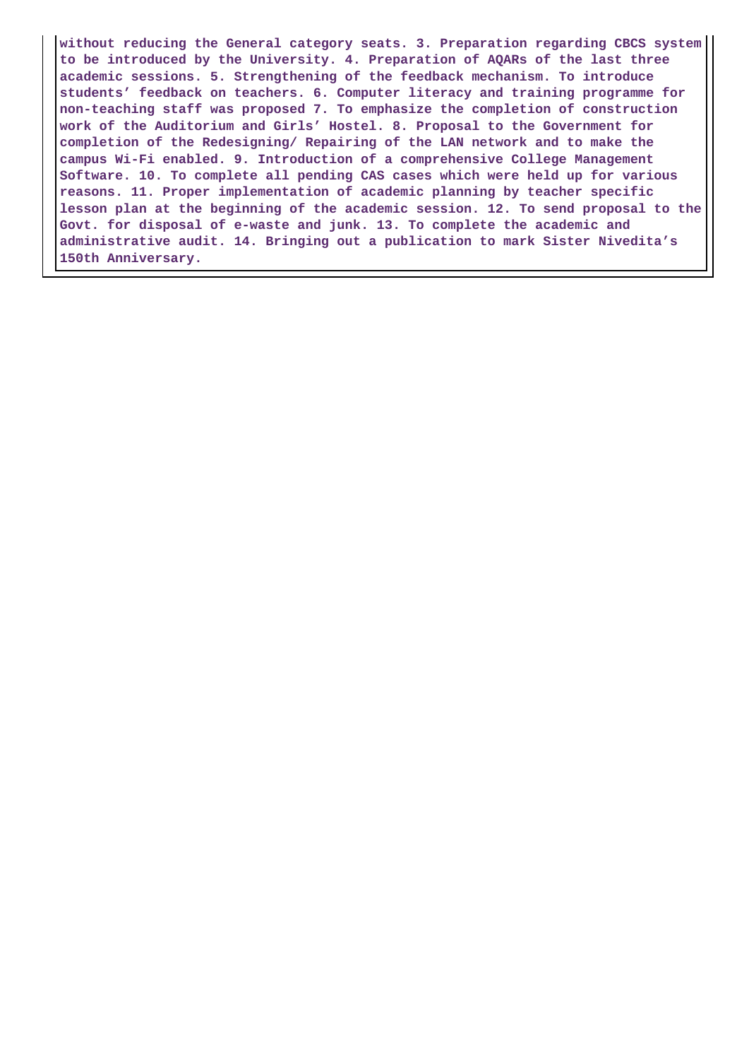**without reducing the General category seats. 3. Preparation regarding CBCS system to be introduced by the University. 4. Preparation of AQARs of the last three academic sessions. 5. Strengthening of the feedback mechanism. To introduce students' feedback on teachers. 6. Computer literacy and training programme for non-teaching staff was proposed 7. To emphasize the completion of construction work of the Auditorium and Girls' Hostel. 8. Proposal to the Government for completion of the Redesigning/ Repairing of the LAN network and to make the campus Wi-Fi enabled. 9. Introduction of a comprehensive College Management Software. 10. To complete all pending CAS cases which were held up for various reasons. 11. Proper implementation of academic planning by teacher specific lesson plan at the beginning of the academic session. 12. To send proposal to the Govt. for disposal of e-waste and junk. 13. To complete the academic and administrative audit. 14. Bringing out a publication to mark Sister Nivedita's 150th Anniversary.**